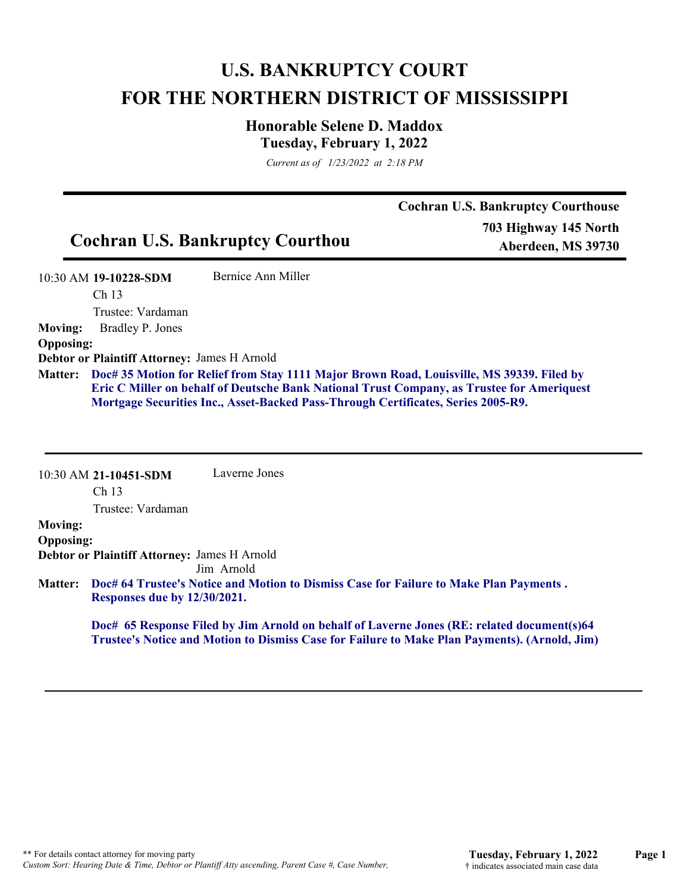# U.S. BANKRUPTCY COURT
# FOR THE NORTHERN DISTRICT OF MISSISSIPPI

### Honorable Selene D. Maddox
### Tuesday, February 1, 2022

*Current as of 1/23/2022 at 2:18 PM*

---

## Cochran U.S. Bankruptcy Courthou

**Cochran U.S. Bankruptcy Courthouse**
**703 Highway 145 North**
**Aberdeen, MS 39730**

---

10:30 AM **19-10228-SDM** Bernice Ann Miller
Ch 13
Trustee: Vardaman

**Moving:** Bradley P. Jones

**Opposing:**

**Debtor or Plaintiff Attorney:** James H Arnold

**Matter:** **Doc# 35 Motion for Relief from Stay 1111 Major Brown Road, Louisville, MS 39339. Filed by Eric C Miller on behalf of Deutsche Bank National Trust Company, as Trustee for Ameriquest Mortgage Securities Inc., Asset-Backed Pass-Through Certificates, Series 2005-R9.**

---

10:30 AM **21-10451-SDM** Laverne Jones
Ch 13
Trustee: Vardaman

**Moving:**

**Opposing:**

**Debtor or Plaintiff Attorney:** James H Arnold
Jim Arnold

**Matter:** **Doc# 64 Trustee's Notice and Motion to Dismiss Case for Failure to Make Plan Payments . Responses due by 12/30/2021.**

**Doc# 65 Response Filed by Jim Arnold on behalf of Laverne Jones (RE: related document(s)64 Trustee's Notice and Motion to Dismiss Case for Failure to Make Plan Payments). (Arnold, Jim)**

---

** For details contact attorney for moving party
*Custom Sort: Hearing Date & Time, Debtor or Plantiff Atty ascending, Parent Case #, Case Number,*

† indicates associated main case data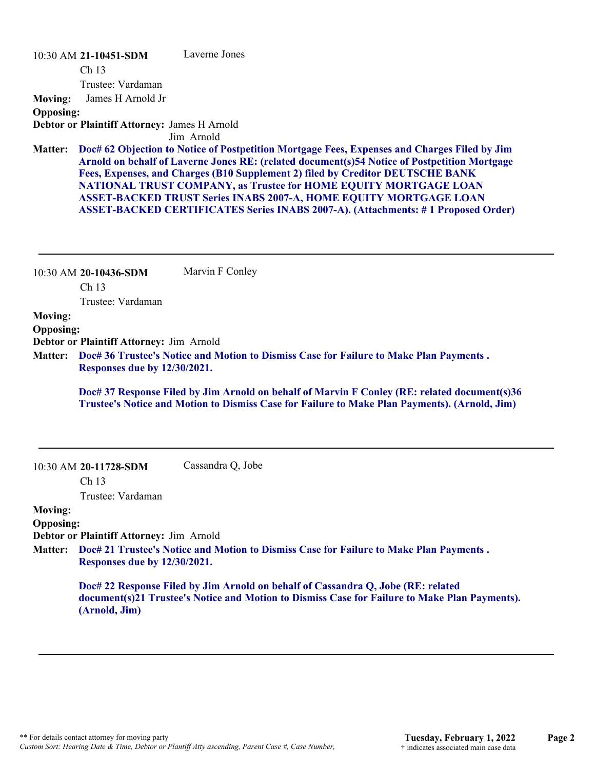10:30 AM **21-10451-SDM** Laverne Jones

Ch 13

Trustee: Vardaman

**Moving:** James H Arnold Jr

**Opposing:**

**Debtor or Plaintiff Attorney:** James H Arnold
Jim Arnold

**Matter:** **Doc# 62 Objection to Notice of Postpetition Mortgage Fees, Expenses and Charges Filed by Jim Arnold on behalf of Laverne Jones RE: (related document(s)54 Notice of Postpetition Mortgage Fees, Expenses, and Charges (B10 Supplement 2) filed by Creditor DEUTSCHE BANK NATIONAL TRUST COMPANY, as Trustee for HOME EQUITY MORTGAGE LOAN ASSET-BACKED TRUST Series INABS 2007-A, HOME EQUITY MORTGAGE LOAN ASSET-BACKED CERTIFICATES Series INABS 2007-A). (Attachments: # 1 Proposed Order)**

---

10:30 AM **20-10436-SDM** Marvin F Conley

Ch 13

Trustee: Vardaman

**Moving:**

**Opposing:**

**Debtor or Plaintiff Attorney:** Jim Arnold

**Matter:** **Doc# 36 Trustee's Notice and Motion to Dismiss Case for Failure to Make Plan Payments . Responses due by 12/30/2021.**

**Doc# 37 Response Filed by Jim Arnold on behalf of Marvin F Conley (RE: related document(s)36 Trustee's Notice and Motion to Dismiss Case for Failure to Make Plan Payments). (Arnold, Jim)**

---

10:30 AM **20-11728-SDM** Cassandra Q, Jobe

Ch 13

Trustee: Vardaman

**Moving:**

**Opposing:**

**Debtor or Plaintiff Attorney:** Jim Arnold

**Matter:** **Doc# 21 Trustee's Notice and Motion to Dismiss Case for Failure to Make Plan Payments . Responses due by 12/30/2021.**

**Doc# 22 Response Filed by Jim Arnold on behalf of Cassandra Q, Jobe (RE: related document(s)21 Trustee's Notice and Motion to Dismiss Case for Failure to Make Plan Payments). (Arnold, Jim)**

---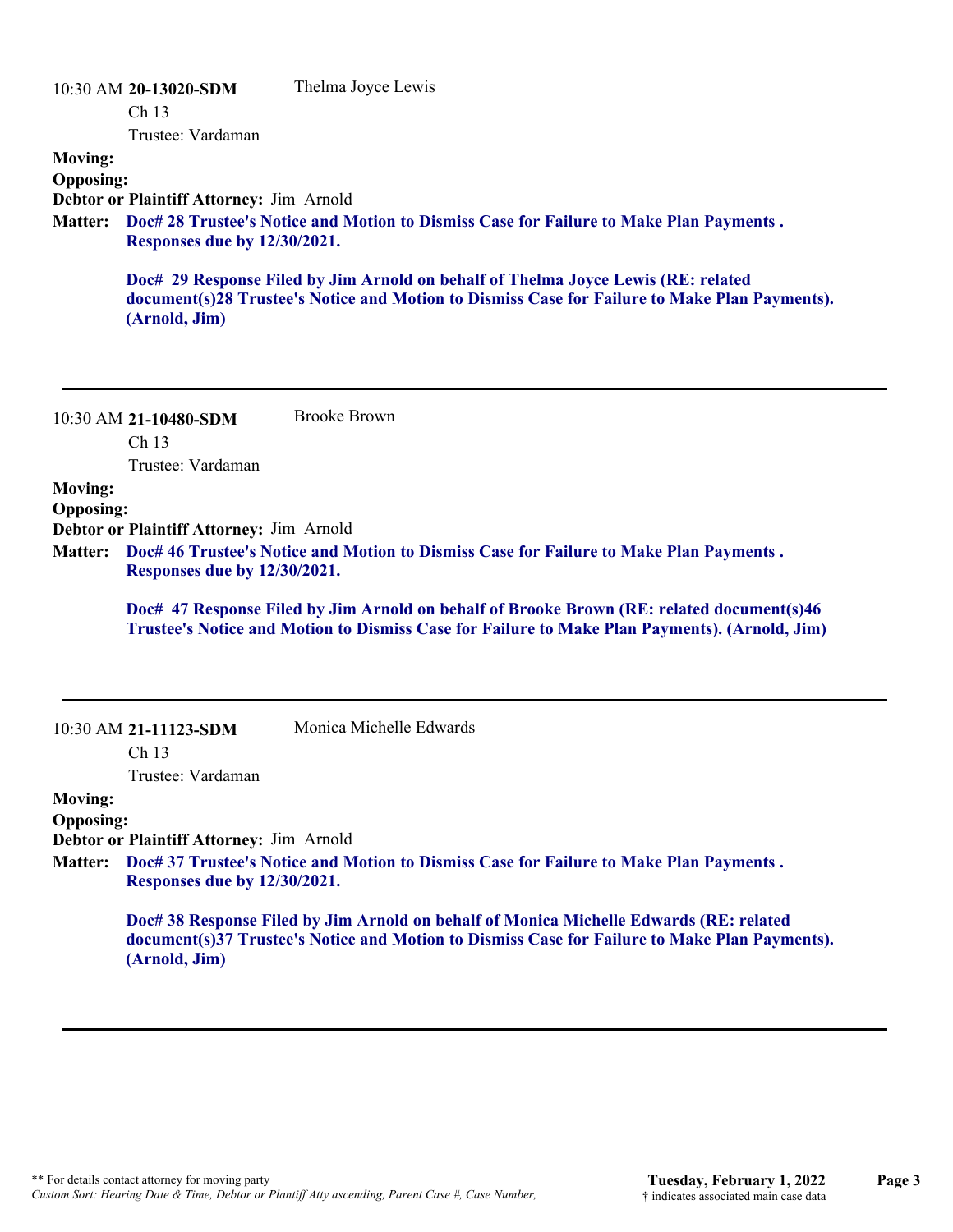10:30 AM **20-13020-SDM** Thelma Joyce Lewis

Ch 13

Trustee: Vardaman

**Moving:**

**Opposing:**

**Debtor or Plaintiff Attorney:** Jim Arnold

**Matter:** **Doc# 28 Trustee's Notice and Motion to Dismiss Case for Failure to Make Plan Payments . Responses due by 12/30/2021.**

**Doc# 29 Response Filed by Jim Arnold on behalf of Thelma Joyce Lewis (RE: related document(s)28 Trustee's Notice and Motion to Dismiss Case for Failure to Make Plan Payments). (Arnold, Jim)**

---

10:30 AM **21-10480-SDM** Brooke Brown

Ch 13

Trustee: Vardaman

**Moving:**

**Opposing:**

**Debtor or Plaintiff Attorney:** Jim Arnold

**Matter:** **Doc# 46 Trustee's Notice and Motion to Dismiss Case for Failure to Make Plan Payments . Responses due by 12/30/2021.**

**Doc# 47 Response Filed by Jim Arnold on behalf of Brooke Brown (RE: related document(s)46 Trustee's Notice and Motion to Dismiss Case for Failure to Make Plan Payments). (Arnold, Jim)**

---

10:30 AM **21-11123-SDM** Monica Michelle Edwards

Ch 13

Trustee: Vardaman

**Moving:**

**Opposing:**

**Debtor or Plaintiff Attorney:** Jim Arnold

**Matter:** **Doc# 37 Trustee's Notice and Motion to Dismiss Case for Failure to Make Plan Payments . Responses due by 12/30/2021.**

**Doc# 38 Response Filed by Jim Arnold on behalf of Monica Michelle Edwards (RE: related document(s)37 Trustee's Notice and Motion to Dismiss Case for Failure to Make Plan Payments). (Arnold, Jim)**

---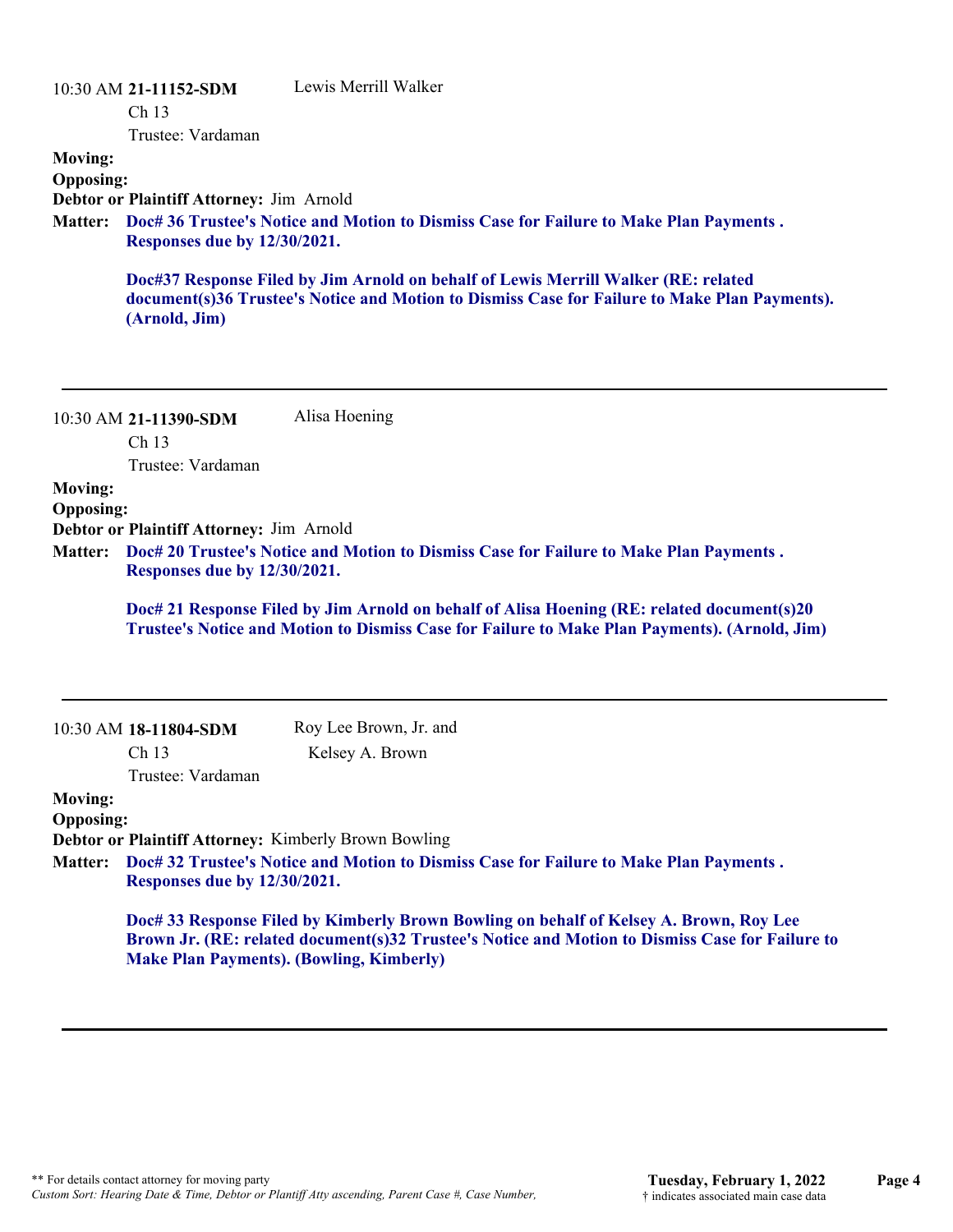10:30 AM **21-11152-SDM** Lewis Merrill Walker

Ch 13

Trustee: Vardaman

**Moving:**

**Opposing:**

**Debtor or Plaintiff Attorney:** Jim Arnold

**Matter:** **Doc# 36 Trustee's Notice and Motion to Dismiss Case for Failure to Make Plan Payments . Responses due by 12/30/2021.**

**Doc#37 Response Filed by Jim Arnold on behalf of Lewis Merrill Walker (RE: related document(s)36 Trustee's Notice and Motion to Dismiss Case for Failure to Make Plan Payments). (Arnold, Jim)**

---

10:30 AM **21-11390-SDM** Alisa Hoening

Ch 13

Trustee: Vardaman

**Moving:**

**Opposing:**

**Debtor or Plaintiff Attorney:** Jim Arnold

**Matter:** **Doc# 20 Trustee's Notice and Motion to Dismiss Case for Failure to Make Plan Payments . Responses due by 12/30/2021.**

**Doc# 21 Response Filed by Jim Arnold on behalf of Alisa Hoening (RE: related document(s)20 Trustee's Notice and Motion to Dismiss Case for Failure to Make Plan Payments). (Arnold, Jim)**

---

10:30 AM **18-11804-SDM** Roy Lee Brown, Jr. and Kelsey A. Brown

Ch 13

Trustee: Vardaman

**Moving:**

**Opposing:**

**Debtor or Plaintiff Attorney:** Kimberly Brown Bowling

**Matter:** **Doc# 32 Trustee's Notice and Motion to Dismiss Case for Failure to Make Plan Payments . Responses due by 12/30/2021.**

**Doc# 33 Response Filed by Kimberly Brown Bowling on behalf of Kelsey A. Brown, Roy Lee Brown Jr. (RE: related document(s)32 Trustee's Notice and Motion to Dismiss Case for Failure to Make Plan Payments). (Bowling, Kimberly)**

---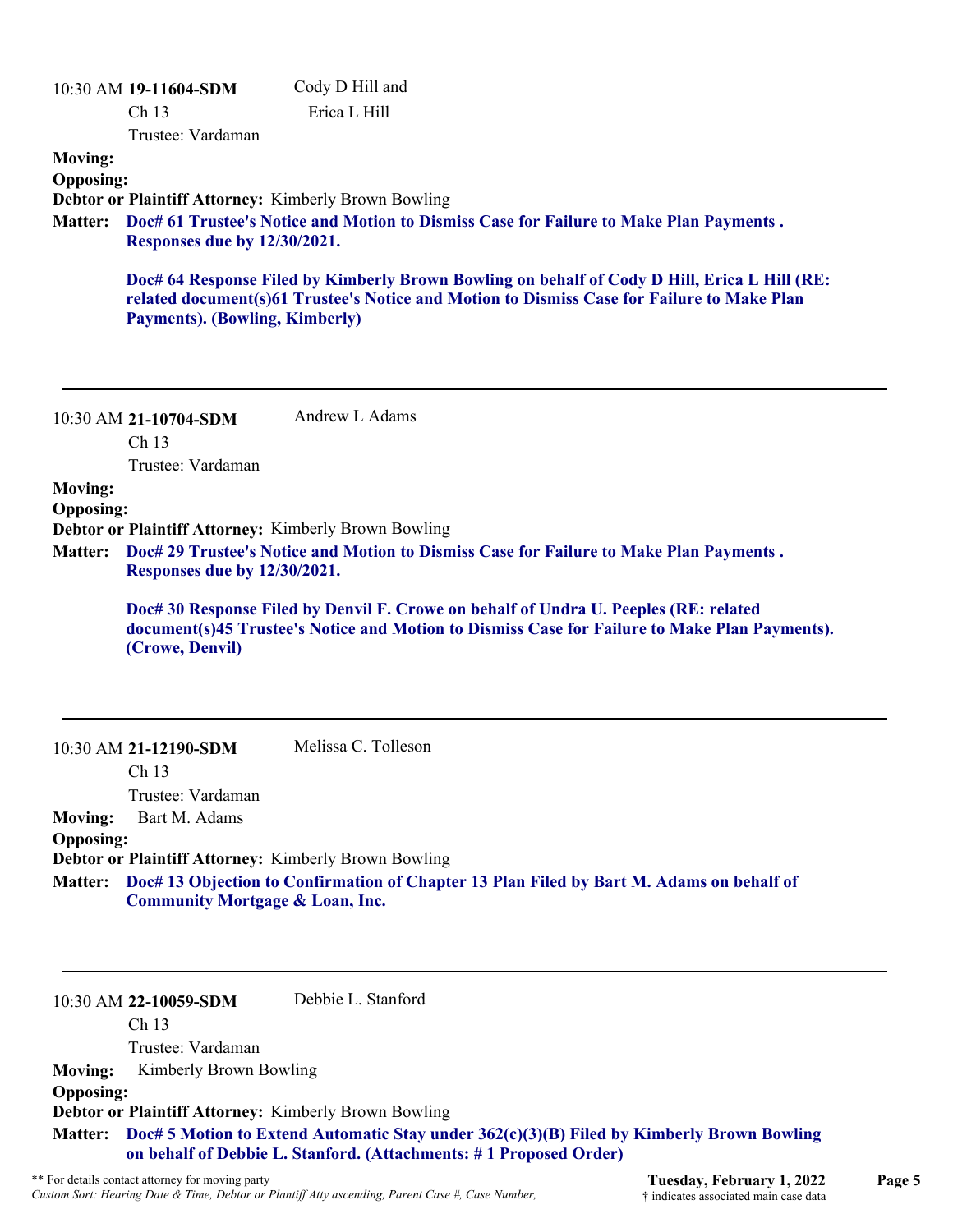10:30 AM **19-11604-SDM** Cody D Hill and Erica L Hill

Ch 13

Trustee: Vardaman

**Moving:**

**Opposing:**

**Debtor or Plaintiff Attorney:** Kimberly Brown Bowling

**Matter:** **Doc# 61 Trustee's Notice and Motion to Dismiss Case for Failure to Make Plan Payments . Responses due by 12/30/2021.**

**Doc# 64 Response Filed by Kimberly Brown Bowling on behalf of Cody D Hill, Erica L Hill (RE: related document(s)61 Trustee's Notice and Motion to Dismiss Case for Failure to Make Plan Payments). (Bowling, Kimberly)**

---

10:30 AM **21-10704-SDM** Andrew L Adams

Ch 13

Trustee: Vardaman

**Moving:**

**Opposing:**

**Debtor or Plaintiff Attorney:** Kimberly Brown Bowling

**Matter:** **Doc# 29 Trustee's Notice and Motion to Dismiss Case for Failure to Make Plan Payments . Responses due by 12/30/2021.**

**Doc# 30 Response Filed by Denvil F. Crowe on behalf of Undra U. Peeples (RE: related document(s)45 Trustee's Notice and Motion to Dismiss Case for Failure to Make Plan Payments). (Crowe, Denvil)**

---

10:30 AM **21-12190-SDM** Melissa C. Tolleson

Ch 13

Trustee: Vardaman

**Moving:** Bart M. Adams

**Opposing:**

**Debtor or Plaintiff Attorney:** Kimberly Brown Bowling

**Matter:** **Doc# 13 Objection to Confirmation of Chapter 13 Plan Filed by Bart M. Adams on behalf of Community Mortgage & Loan, Inc.**

---

10:30 AM **22-10059-SDM** Debbie L. Stanford

Ch 13

Trustee: Vardaman

**Moving:** Kimberly Brown Bowling

**Opposing:**

**Debtor or Plaintiff Attorney:** Kimberly Brown Bowling

**Matter:** **Doc# 5 Motion to Extend Automatic Stay under 362(c)(3)(B) Filed by Kimberly Brown Bowling on behalf of Debbie L. Stanford. (Attachments: # 1 Proposed Order)**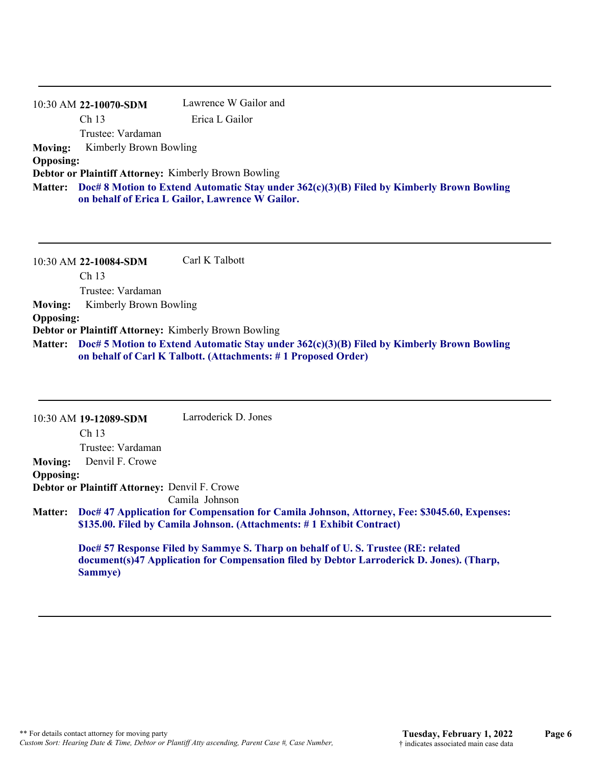---

10:30 AM **22-10070-SDM** Lawrence W Gailor and Erica L Gailor

Ch 13

Trustee: Vardaman

**Moving:** Kimberly Brown Bowling

**Opposing:**

**Debtor or Plaintiff Attorney:** Kimberly Brown Bowling

**Matter:** **Doc# 8 Motion to Extend Automatic Stay under 362(c)(3)(B) Filed by Kimberly Brown Bowling on behalf of Erica L Gailor, Lawrence W Gailor.**

---

10:30 AM **22-10084-SDM** Carl K Talbott

Ch 13

Trustee: Vardaman

**Moving:** Kimberly Brown Bowling

**Opposing:**

**Debtor or Plaintiff Attorney:** Kimberly Brown Bowling

**Matter:** **Doc# 5 Motion to Extend Automatic Stay under 362(c)(3)(B) Filed by Kimberly Brown Bowling on behalf of Carl K Talbott. (Attachments: # 1 Proposed Order)**

---

10:30 AM **19-12089-SDM** Larroderick D. Jones

Ch 13

Trustee: Vardaman

**Moving:** Denvil F. Crowe

**Opposing:**

**Debtor or Plaintiff Attorney:** Denvil F. Crowe
Camila Johnson

**Matter:** **Doc# 47 Application for Compensation for Camila Johnson, Attorney, Fee: $3045.60, Expenses: $135.00. Filed by Camila Johnson. (Attachments: # 1 Exhibit Contract)**

**Doc# 57 Response Filed by Sammye S. Tharp on behalf of U. S. Trustee (RE: related document(s)47 Application for Compensation filed by Debtor Larroderick D. Jones). (Tharp, Sammye)**

---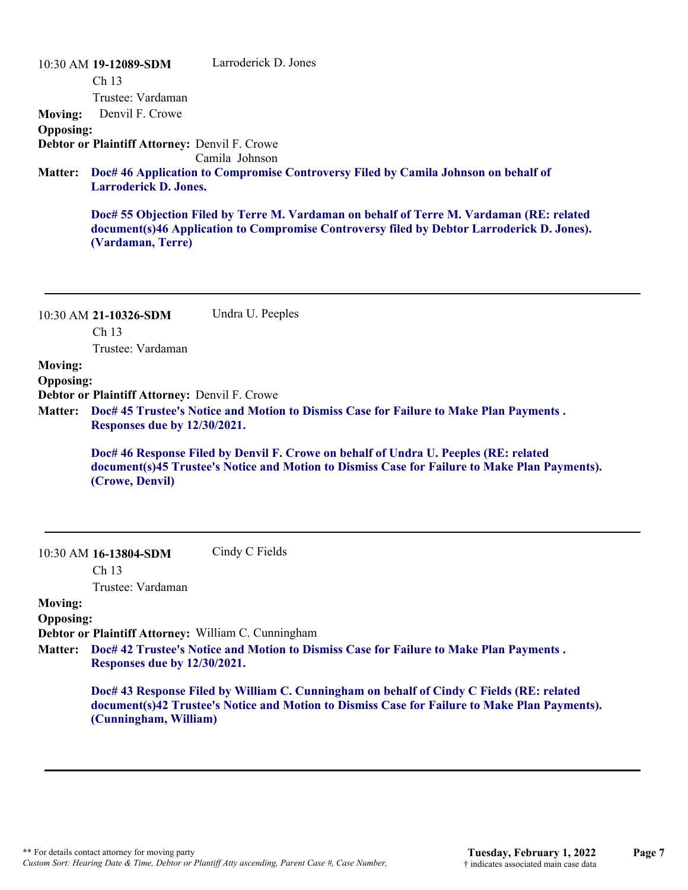10:30 AM **19-12089-SDM** Larroderick D. Jones
Ch 13
Trustee: Vardaman

**Moving:** Denvil F. Crowe

**Opposing:**

**Debtor or Plaintiff Attorney:** Denvil F. Crowe
Camila Johnson

**Matter:** **Doc# 46 Application to Compromise Controversy Filed by Camila Johnson on behalf of Larroderick D. Jones.**

**Doc# 55 Objection Filed by Terre M. Vardaman on behalf of Terre M. Vardaman (RE: related document(s)46 Application to Compromise Controversy filed by Debtor Larroderick D. Jones). (Vardaman, Terre)**

---

10:30 AM **21-10326-SDM** Undra U. Peeples
Ch 13
Trustee: Vardaman

**Moving:**

**Opposing:**

**Debtor or Plaintiff Attorney:** Denvil F. Crowe

**Matter:** **Doc# 45 Trustee's Notice and Motion to Dismiss Case for Failure to Make Plan Payments . Responses due by 12/30/2021.**

**Doc# 46 Response Filed by Denvil F. Crowe on behalf of Undra U. Peeples (RE: related document(s)45 Trustee's Notice and Motion to Dismiss Case for Failure to Make Plan Payments). (Crowe, Denvil)**

---

10:30 AM **16-13804-SDM** Cindy C Fields
Ch 13
Trustee: Vardaman

**Moving:**

**Opposing:**

**Debtor or Plaintiff Attorney:** William C. Cunningham

**Matter:** **Doc# 42 Trustee's Notice and Motion to Dismiss Case for Failure to Make Plan Payments . Responses due by 12/30/2021.**

**Doc# 43 Response Filed by William C. Cunningham on behalf of Cindy C Fields (RE: related document(s)42 Trustee's Notice and Motion to Dismiss Case for Failure to Make Plan Payments). (Cunningham, William)**

---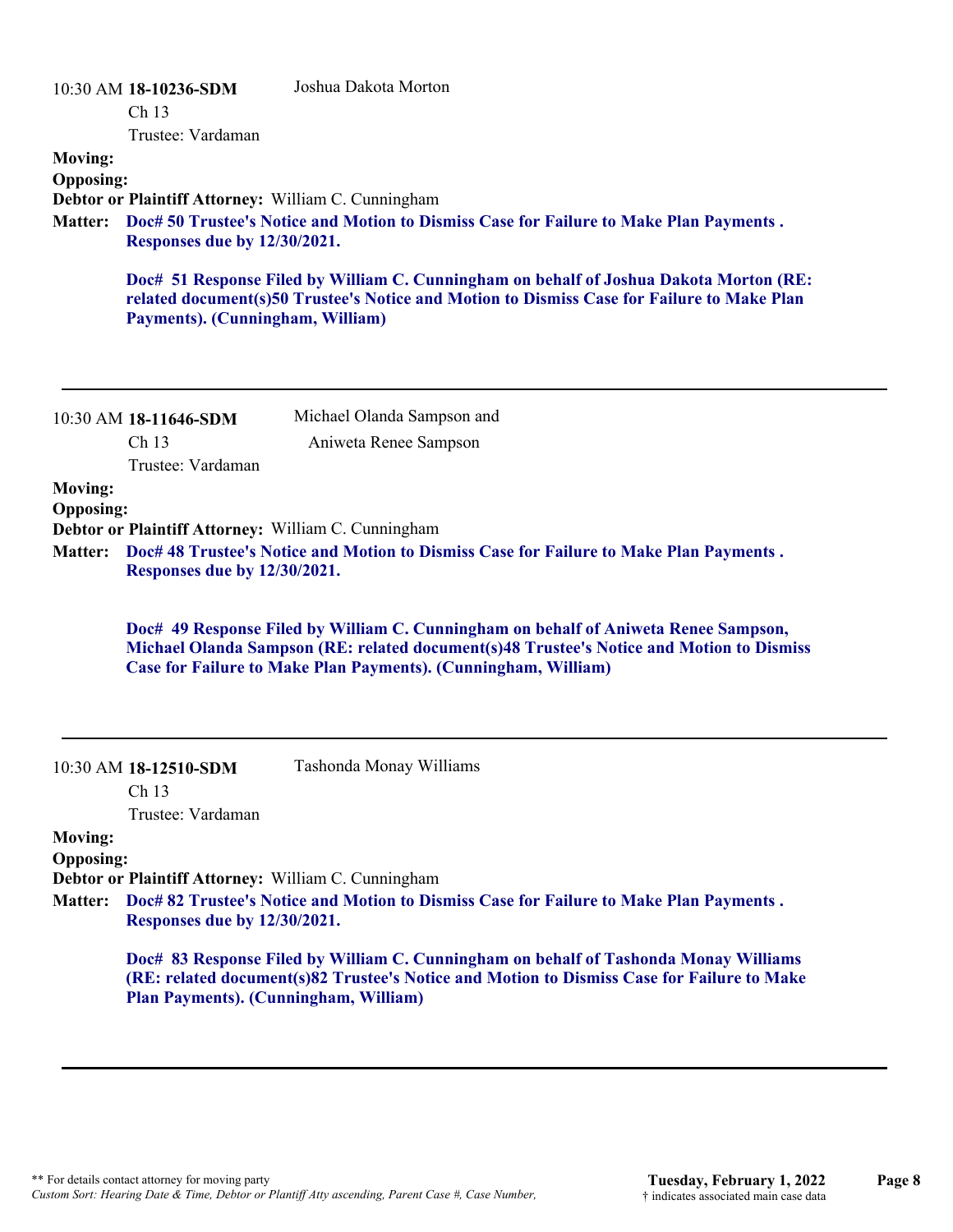10:30 AM **18-10236-SDM** Joshua Dakota Morton

Ch 13

Trustee: Vardaman

**Moving:**

**Opposing:**

**Debtor or Plaintiff Attorney:** William C. Cunningham

**Matter:** **Doc# 50 Trustee's Notice and Motion to Dismiss Case for Failure to Make Plan Payments . Responses due by 12/30/2021.**

**Doc# 51 Response Filed by William C. Cunningham on behalf of Joshua Dakota Morton (RE: related document(s)50 Trustee's Notice and Motion to Dismiss Case for Failure to Make Plan Payments). (Cunningham, William)**

---

10:30 AM **18-11646-SDM** Michael Olanda Sampson and Aniweta Renee Sampson

Ch 13

Trustee: Vardaman

**Moving:**

**Opposing:**

**Debtor or Plaintiff Attorney:** William C. Cunningham

**Matter:** **Doc# 48 Trustee's Notice and Motion to Dismiss Case for Failure to Make Plan Payments . Responses due by 12/30/2021.**

**Doc# 49 Response Filed by William C. Cunningham on behalf of Aniweta Renee Sampson, Michael Olanda Sampson (RE: related document(s)48 Trustee's Notice and Motion to Dismiss Case for Failure to Make Plan Payments). (Cunningham, William)**

---

10:30 AM **18-12510-SDM** Tashonda Monay Williams

Ch 13

Trustee: Vardaman

**Moving:**

**Opposing:**

**Debtor or Plaintiff Attorney:** William C. Cunningham

**Matter:** **Doc# 82 Trustee's Notice and Motion to Dismiss Case for Failure to Make Plan Payments . Responses due by 12/30/2021.**

**Doc# 83 Response Filed by William C. Cunningham on behalf of Tashonda Monay Williams (RE: related document(s)82 Trustee's Notice and Motion to Dismiss Case for Failure to Make Plan Payments). (Cunningham, William)**

---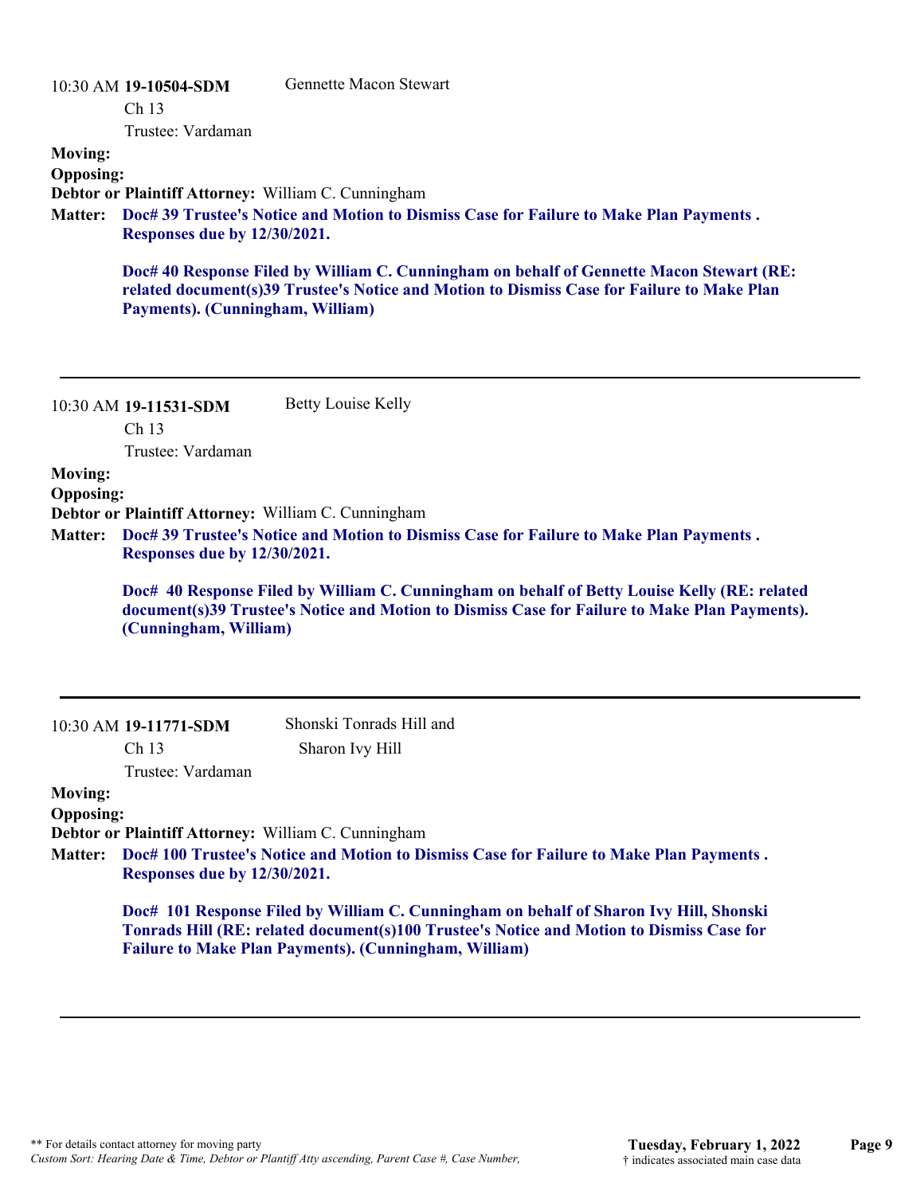10:30 AM **19-10504-SDM** Gennette Macon Stewart

Ch 13

Trustee: Vardaman

**Moving:**

**Opposing:**

**Debtor or Plaintiff Attorney:** William C. Cunningham

**Matter:** **Doc# 39 Trustee's Notice and Motion to Dismiss Case for Failure to Make Plan Payments . Responses due by 12/30/2021.**

**Doc# 40 Response Filed by William C. Cunningham on behalf of Gennette Macon Stewart (RE: related document(s)39 Trustee's Notice and Motion to Dismiss Case for Failure to Make Plan Payments). (Cunningham, William)**

---

10:30 AM **19-11531-SDM** Betty Louise Kelly

Ch 13

Trustee: Vardaman

**Moving:**

**Opposing:**

**Debtor or Plaintiff Attorney:** William C. Cunningham

**Matter:** **Doc# 39 Trustee's Notice and Motion to Dismiss Case for Failure to Make Plan Payments . Responses due by 12/30/2021.**

**Doc# 40 Response Filed by William C. Cunningham on behalf of Betty Louise Kelly (RE: related document(s)39 Trustee's Notice and Motion to Dismiss Case for Failure to Make Plan Payments). (Cunningham, William)**

---

10:30 AM **19-11771-SDM** Shonski Tonrads Hill and Sharon Ivy Hill

Ch 13

Trustee: Vardaman

**Moving:**

**Opposing:**

**Debtor or Plaintiff Attorney:** William C. Cunningham

**Matter:** **Doc# 100 Trustee's Notice and Motion to Dismiss Case for Failure to Make Plan Payments . Responses due by 12/30/2021.**

**Doc# 101 Response Filed by William C. Cunningham on behalf of Sharon Ivy Hill, Shonski Tonrads Hill (RE: related document(s)100 Trustee's Notice and Motion to Dismiss Case for Failure to Make Plan Payments). (Cunningham, William)**

---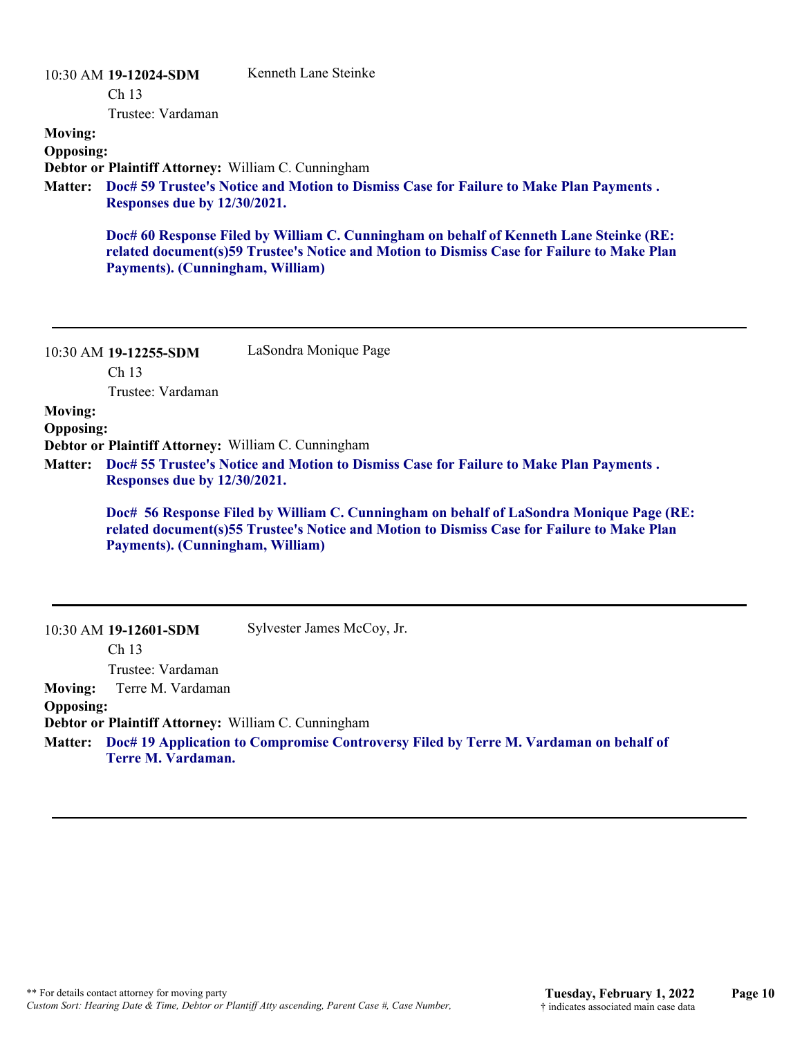10:30 AM **19-12024-SDM** Kenneth Lane Steinke
Ch 13
Trustee: Vardaman

**Moving:**
**Opposing:**
**Debtor or Plaintiff Attorney:** William C. Cunningham
**Matter:** **Doc# 59 Trustee's Notice and Motion to Dismiss Case for Failure to Make Plan Payments . Responses due by 12/30/2021.**

**Doc# 60 Response Filed by William C. Cunningham on behalf of Kenneth Lane Steinke (RE: related document(s)59 Trustee's Notice and Motion to Dismiss Case for Failure to Make Plan Payments). (Cunningham, William)**

---

10:30 AM **19-12255-SDM** LaSondra Monique Page
Ch 13
Trustee: Vardaman

**Moving:**
**Opposing:**
**Debtor or Plaintiff Attorney:** William C. Cunningham
**Matter:** **Doc# 55 Trustee's Notice and Motion to Dismiss Case for Failure to Make Plan Payments . Responses due by 12/30/2021.**

**Doc# 56 Response Filed by William C. Cunningham on behalf of LaSondra Monique Page (RE: related document(s)55 Trustee's Notice and Motion to Dismiss Case for Failure to Make Plan Payments). (Cunningham, William)**

---

10:30 AM **19-12601-SDM** Sylvester James McCoy, Jr.
Ch 13
Trustee: Vardaman

**Moving:** Terre M. Vardaman
**Opposing:**
**Debtor or Plaintiff Attorney:** William C. Cunningham
**Matter:** **Doc# 19 Application to Compromise Controversy Filed by Terre M. Vardaman on behalf of Terre M. Vardaman.**

---

** For details contact attorney for moving party
*Custom Sort: Hearing Date & Time, Debtor or Plantiff Atty ascending, Parent Case #, Case Number,*

**Tuesday, February 1, 2022**
† indicates associated main case data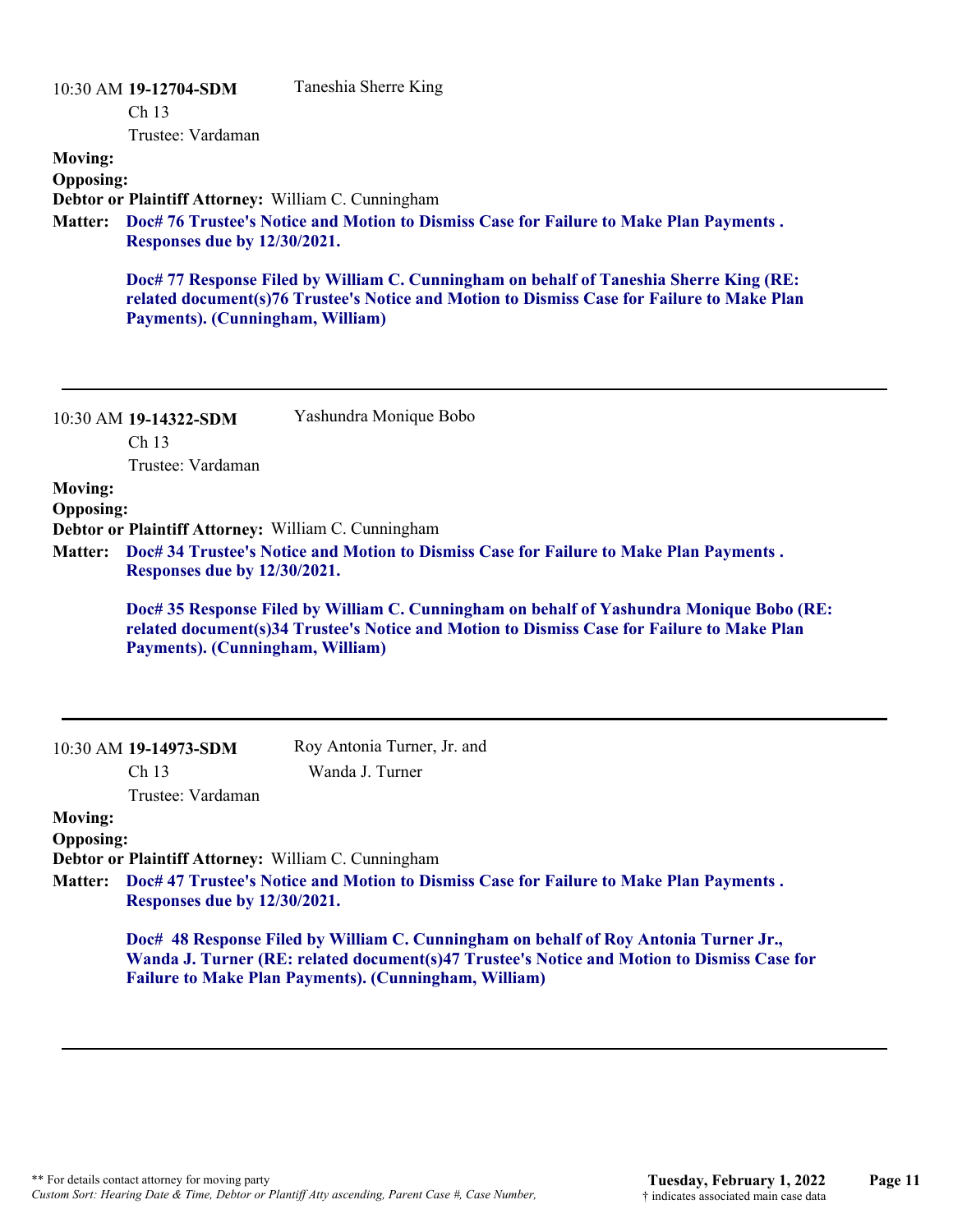10:30 AM **19-12704-SDM** Taneshia Sherre King

Ch 13

Trustee: Vardaman

**Moving:**

**Opposing:**

**Debtor or Plaintiff Attorney:** William C. Cunningham

**Matter:** **Doc# 76 Trustee's Notice and Motion to Dismiss Case for Failure to Make Plan Payments . Responses due by 12/30/2021.**

**Doc# 77 Response Filed by William C. Cunningham on behalf of Taneshia Sherre King (RE: related document(s)76 Trustee's Notice and Motion to Dismiss Case for Failure to Make Plan Payments). (Cunningham, William)**

---

10:30 AM **19-14322-SDM** Yashundra Monique Bobo

Ch 13

Trustee: Vardaman

**Moving:**

**Opposing:**

**Debtor or Plaintiff Attorney:** William C. Cunningham

**Matter:** **Doc# 34 Trustee's Notice and Motion to Dismiss Case for Failure to Make Plan Payments . Responses due by 12/30/2021.**

**Doc# 35 Response Filed by William C. Cunningham on behalf of Yashundra Monique Bobo (RE: related document(s)34 Trustee's Notice and Motion to Dismiss Case for Failure to Make Plan Payments). (Cunningham, William)**

---

10:30 AM **19-14973-SDM** Roy Antonia Turner, Jr. and Wanda J. Turner

Ch 13

Trustee: Vardaman

**Moving:**

**Opposing:**

**Debtor or Plaintiff Attorney:** William C. Cunningham

**Matter:** **Doc# 47 Trustee's Notice and Motion to Dismiss Case for Failure to Make Plan Payments . Responses due by 12/30/2021.**

**Doc# 48 Response Filed by William C. Cunningham on behalf of Roy Antonia Turner Jr., Wanda J. Turner (RE: related document(s)47 Trustee's Notice and Motion to Dismiss Case for Failure to Make Plan Payments). (Cunningham, William)**

---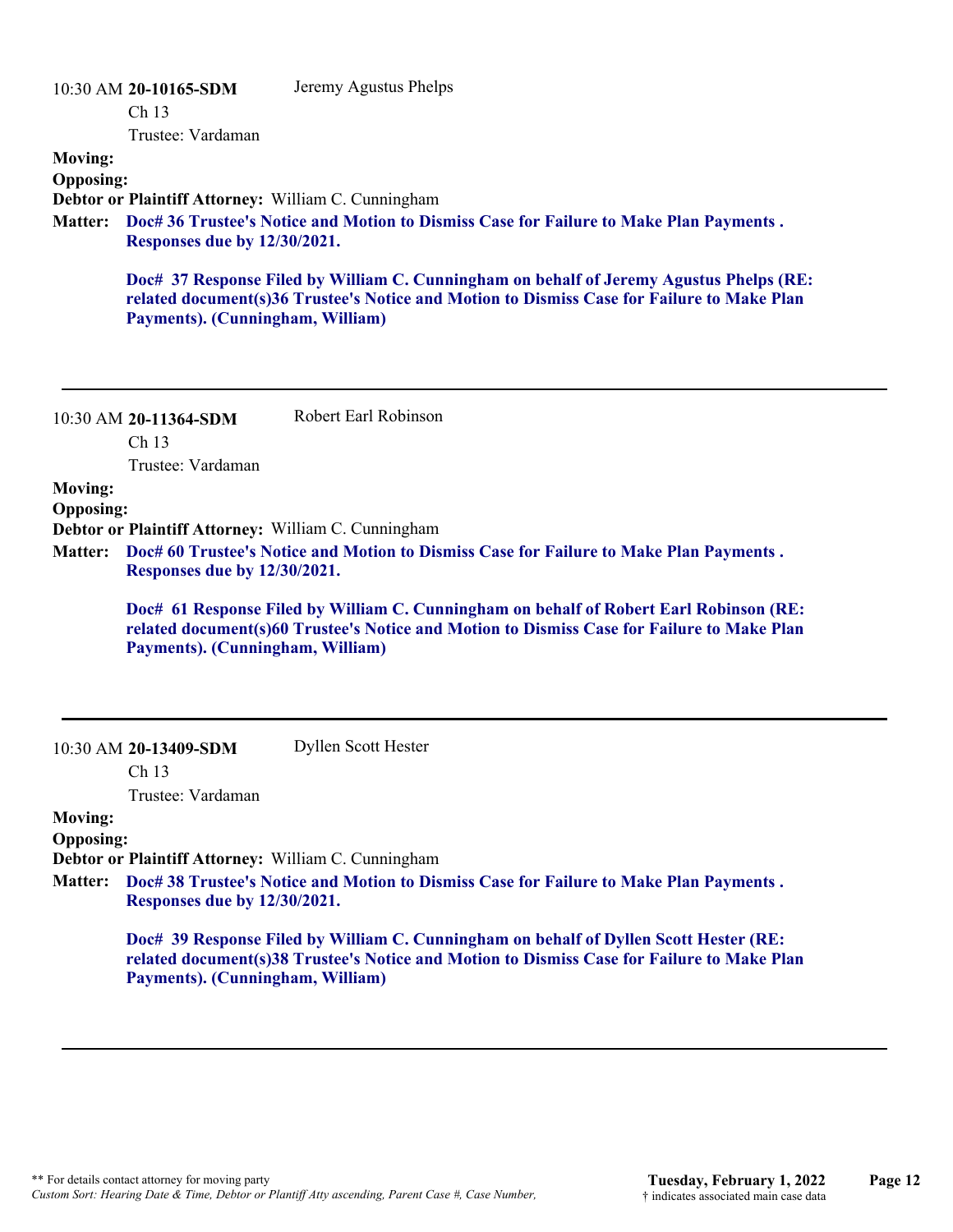10:30 AM **20-10165-SDM** Jeremy Agustus Phelps

Ch 13

Trustee: Vardaman

**Moving:**

**Opposing:**

**Debtor or Plaintiff Attorney:** William C. Cunningham

**Matter:** **Doc# 36 Trustee's Notice and Motion to Dismiss Case for Failure to Make Plan Payments . Responses due by 12/30/2021.**

**Doc# 37 Response Filed by William C. Cunningham on behalf of Jeremy Agustus Phelps (RE: related document(s)36 Trustee's Notice and Motion to Dismiss Case for Failure to Make Plan Payments). (Cunningham, William)**

---

10:30 AM **20-11364-SDM** Robert Earl Robinson

Ch 13

Trustee: Vardaman

**Moving:**

**Opposing:**

**Debtor or Plaintiff Attorney:** William C. Cunningham

**Matter:** **Doc# 60 Trustee's Notice and Motion to Dismiss Case for Failure to Make Plan Payments . Responses due by 12/30/2021.**

**Doc# 61 Response Filed by William C. Cunningham on behalf of Robert Earl Robinson (RE: related document(s)60 Trustee's Notice and Motion to Dismiss Case for Failure to Make Plan Payments). (Cunningham, William)**

---

10:30 AM **20-13409-SDM** Dyllen Scott Hester

Ch 13

Trustee: Vardaman

**Moving:**

**Opposing:**

**Debtor or Plaintiff Attorney:** William C. Cunningham

**Matter:** **Doc# 38 Trustee's Notice and Motion to Dismiss Case for Failure to Make Plan Payments . Responses due by 12/30/2021.**

**Doc# 39 Response Filed by William C. Cunningham on behalf of Dyllen Scott Hester (RE: related document(s)38 Trustee's Notice and Motion to Dismiss Case for Failure to Make Plan Payments). (Cunningham, William)**

---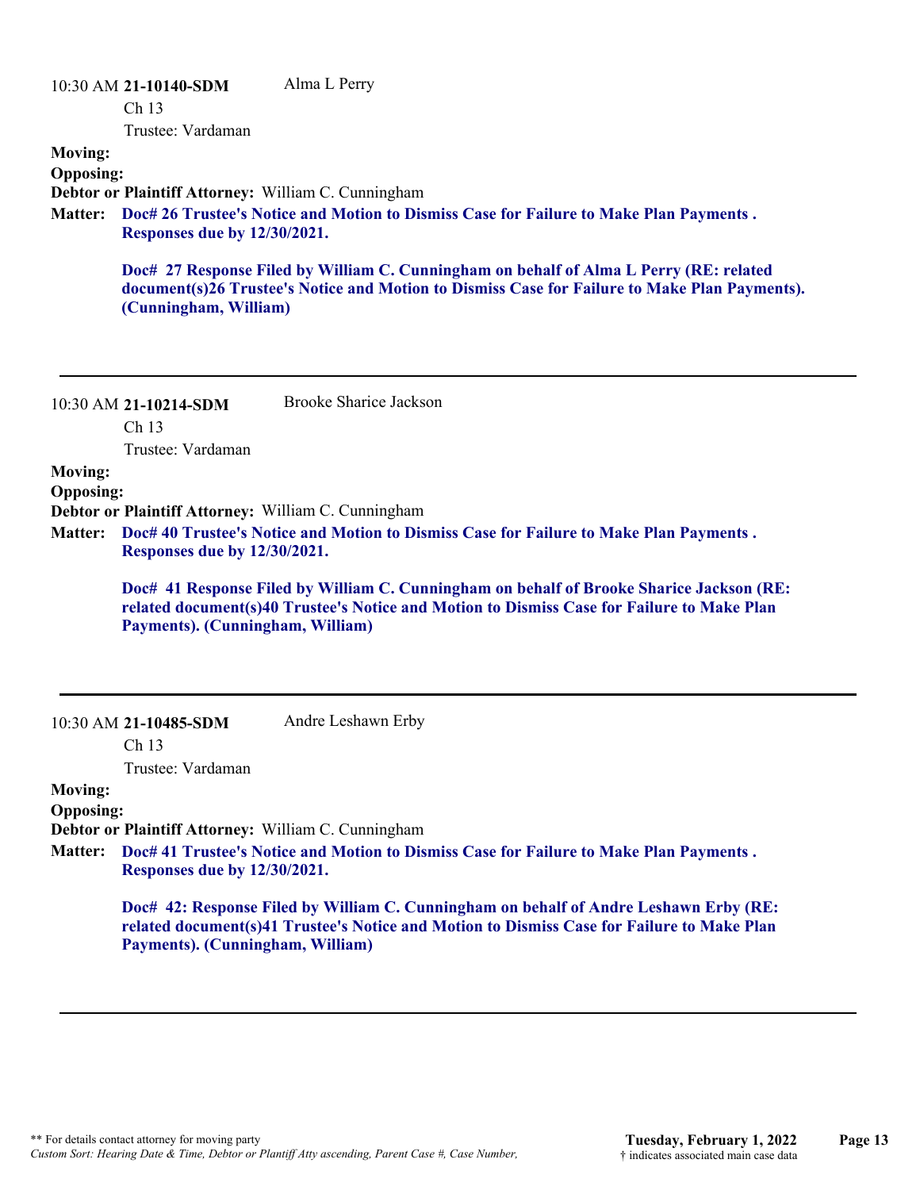10:30 AM **21-10140-SDM** Alma L Perry

Ch 13

Trustee: Vardaman

**Moving:**

**Opposing:**

**Debtor or Plaintiff Attorney:** William C. Cunningham

**Matter:** **Doc# 26 Trustee's Notice and Motion to Dismiss Case for Failure to Make Plan Payments . Responses due by 12/30/2021.**

**Doc# 27 Response Filed by William C. Cunningham on behalf of Alma L Perry (RE: related document(s)26 Trustee's Notice and Motion to Dismiss Case for Failure to Make Plan Payments). (Cunningham, William)**

---

10:30 AM **21-10214-SDM** Brooke Sharice Jackson

Ch 13

Trustee: Vardaman

**Moving:**

**Opposing:**

**Debtor or Plaintiff Attorney:** William C. Cunningham

**Matter:** **Doc# 40 Trustee's Notice and Motion to Dismiss Case for Failure to Make Plan Payments . Responses due by 12/30/2021.**

**Doc# 41 Response Filed by William C. Cunningham on behalf of Brooke Sharice Jackson (RE: related document(s)40 Trustee's Notice and Motion to Dismiss Case for Failure to Make Plan Payments). (Cunningham, William)**

---

10:30 AM **21-10485-SDM** Andre Leshawn Erby

Ch 13

Trustee: Vardaman

**Moving:**

**Opposing:**

**Debtor or Plaintiff Attorney:** William C. Cunningham

**Matter:** **Doc# 41 Trustee's Notice and Motion to Dismiss Case for Failure to Make Plan Payments . Responses due by 12/30/2021.**

**Doc# 42: Response Filed by William C. Cunningham on behalf of Andre Leshawn Erby (RE: related document(s)41 Trustee's Notice and Motion to Dismiss Case for Failure to Make Plan Payments). (Cunningham, William)**

---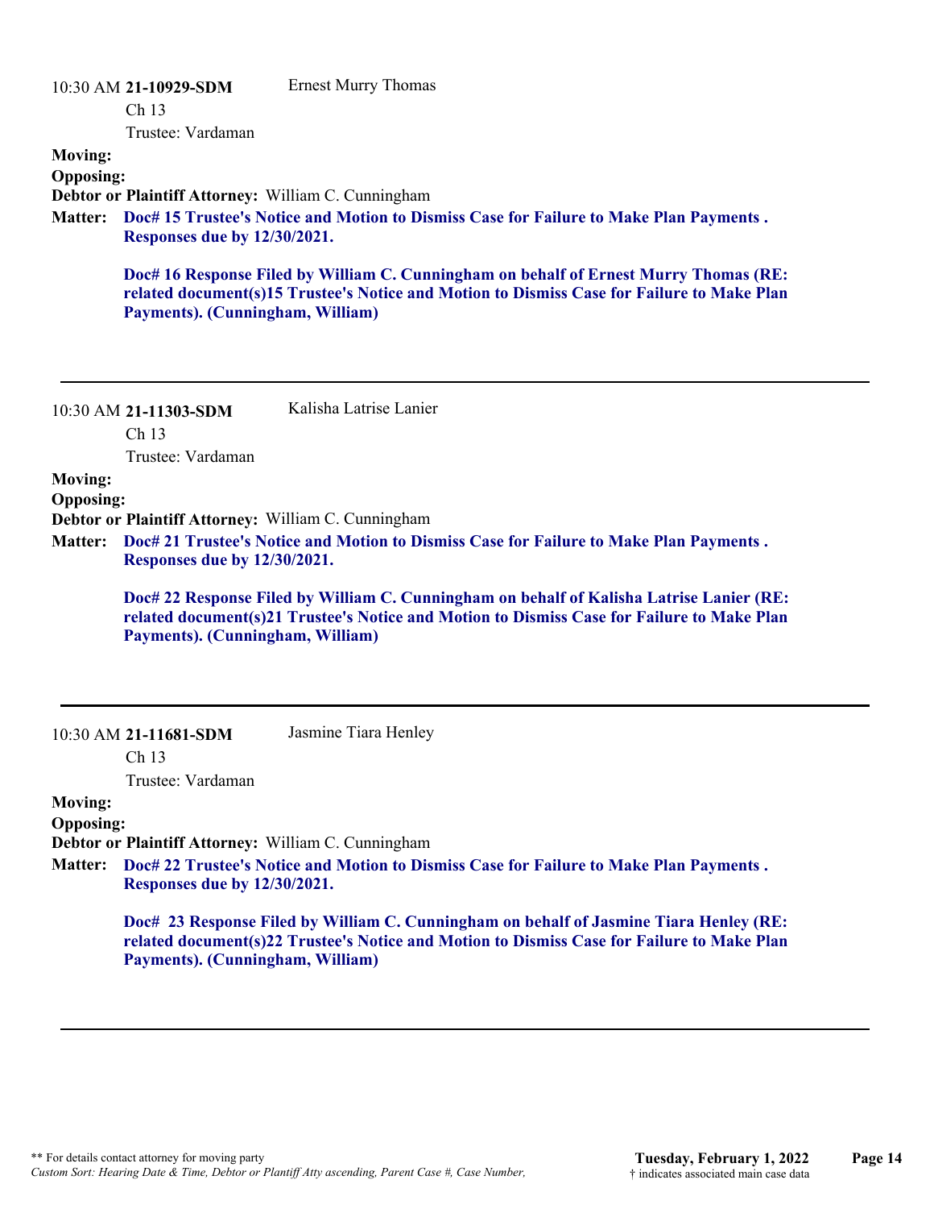10:30 AM **21-10929-SDM** Ernest Murry Thomas

Ch 13

Trustee: Vardaman

**Moving:**

**Opposing:**

**Debtor or Plaintiff Attorney:** William C. Cunningham

**Matter:** **Doc# 15 Trustee's Notice and Motion to Dismiss Case for Failure to Make Plan Payments . Responses due by 12/30/2021.**

**Doc# 16 Response Filed by William C. Cunningham on behalf of Ernest Murry Thomas (RE: related document(s)15 Trustee's Notice and Motion to Dismiss Case for Failure to Make Plan Payments). (Cunningham, William)**

---

10:30 AM **21-11303-SDM** Kalisha Latrise Lanier

Ch 13

Trustee: Vardaman

**Moving:**

**Opposing:**

**Debtor or Plaintiff Attorney:** William C. Cunningham

**Matter:** **Doc# 21 Trustee's Notice and Motion to Dismiss Case for Failure to Make Plan Payments . Responses due by 12/30/2021.**

**Doc# 22 Response Filed by William C. Cunningham on behalf of Kalisha Latrise Lanier (RE: related document(s)21 Trustee's Notice and Motion to Dismiss Case for Failure to Make Plan Payments). (Cunningham, William)**

---

10:30 AM **21-11681-SDM** Jasmine Tiara Henley

Ch 13

Trustee: Vardaman

**Moving:**

**Opposing:**

**Debtor or Plaintiff Attorney:** William C. Cunningham

**Matter:** **Doc# 22 Trustee's Notice and Motion to Dismiss Case for Failure to Make Plan Payments . Responses due by 12/30/2021.**

**Doc# 23 Response Filed by William C. Cunningham on behalf of Jasmine Tiara Henley (RE: related document(s)22 Trustee's Notice and Motion to Dismiss Case for Failure to Make Plan Payments). (Cunningham, William)**

---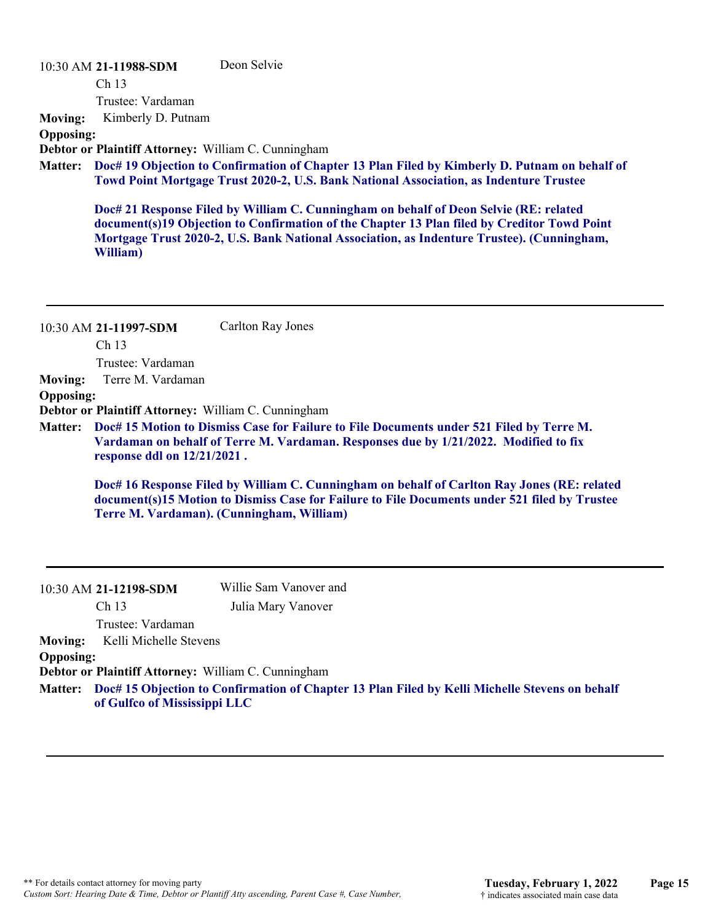10:30 AM **21-11988-SDM** Deon Selvie

Ch 13

Trustee: Vardaman

**Moving:** Kimberly D. Putnam

**Opposing:**

**Debtor or Plaintiff Attorney:** William C. Cunningham

**Matter:** **Doc# 19 Objection to Confirmation of Chapter 13 Plan Filed by Kimberly D. Putnam on behalf of Towd Point Mortgage Trust 2020-2, U.S. Bank National Association, as Indenture Trustee**

**Doc# 21 Response Filed by William C. Cunningham on behalf of Deon Selvie (RE: related document(s)19 Objection to Confirmation of the Chapter 13 Plan filed by Creditor Towd Point Mortgage Trust 2020-2, U.S. Bank National Association, as Indenture Trustee). (Cunningham, William)**

---

10:30 AM **21-11997-SDM** Carlton Ray Jones

Ch 13

Trustee: Vardaman

**Moving:** Terre M. Vardaman

**Opposing:**

**Debtor or Plaintiff Attorney:** William C. Cunningham

**Matter:** **Doc# 15 Motion to Dismiss Case for Failure to File Documents under 521 Filed by Terre M. Vardaman on behalf of Terre M. Vardaman. Responses due by 1/21/2022. Modified to fix response ddl on 12/21/2021 .**

**Doc# 16 Response Filed by William C. Cunningham on behalf of Carlton Ray Jones (RE: related document(s)15 Motion to Dismiss Case for Failure to File Documents under 521 filed by Trustee Terre M. Vardaman). (Cunningham, William)**

---

10:30 AM **21-12198-SDM** Willie Sam Vanover and Julia Mary Vanover

Ch 13

Trustee: Vardaman

**Moving:** Kelli Michelle Stevens

**Opposing:**

**Debtor or Plaintiff Attorney:** William C. Cunningham

**Matter:** **Doc# 15 Objection to Confirmation of Chapter 13 Plan Filed by Kelli Michelle Stevens on behalf of Gulfco of Mississippi LLC**

---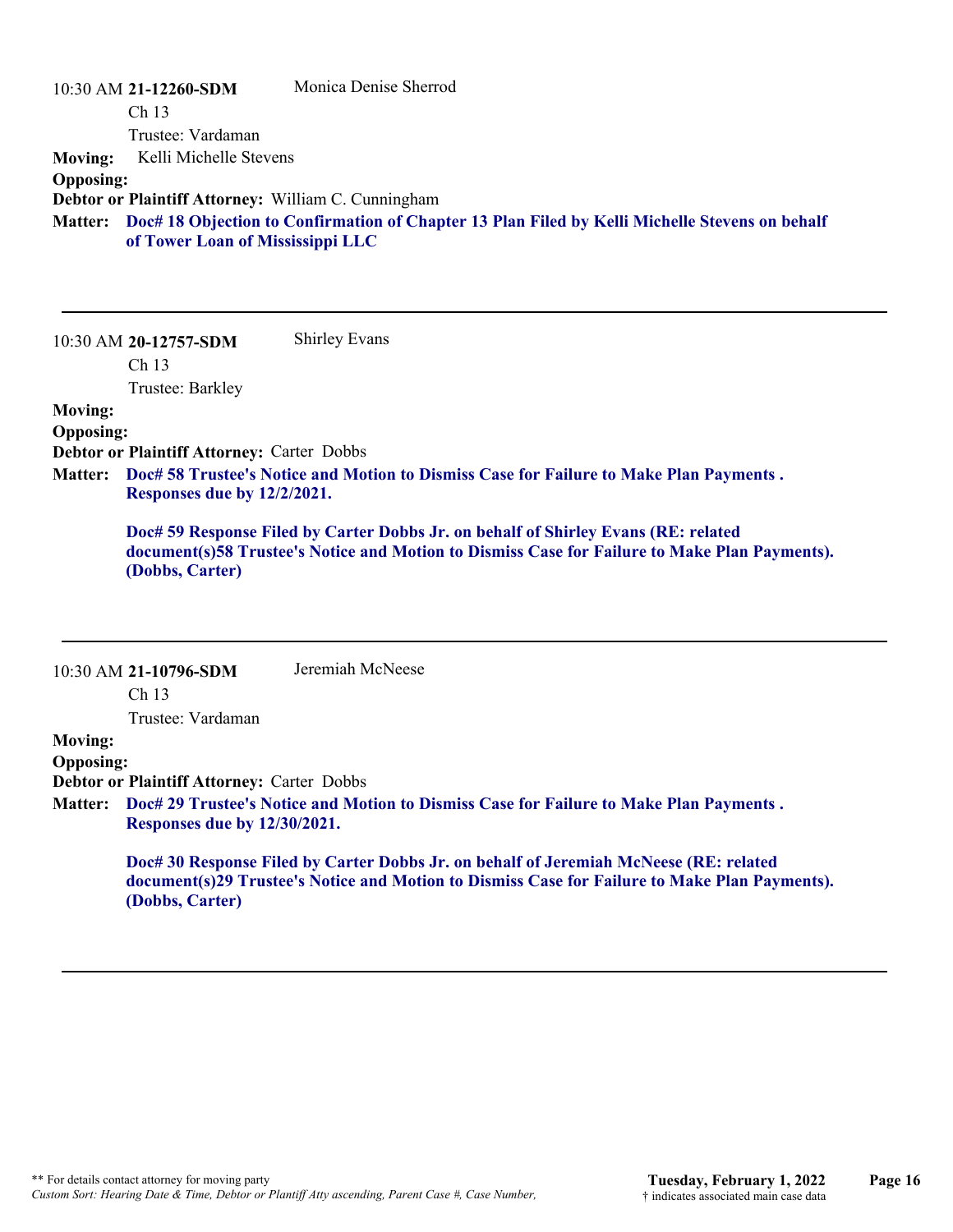10:30 AM **21-12260-SDM** Monica Denise Sherrod

Ch 13

Trustee: Vardaman

**Moving:** Kelli Michelle Stevens

**Opposing:**

**Debtor or Plaintiff Attorney:** William C. Cunningham

**Matter:** **Doc# 18 Objection to Confirmation of Chapter 13 Plan Filed by Kelli Michelle Stevens on behalf of Tower Loan of Mississippi LLC**

---

10:30 AM **20-12757-SDM** Shirley Evans

Ch 13

Trustee: Barkley

**Moving:**

**Opposing:**

**Debtor or Plaintiff Attorney:** Carter Dobbs

**Matter:** **Doc# 58 Trustee's Notice and Motion to Dismiss Case for Failure to Make Plan Payments . Responses due by 12/2/2021.**

**Doc# 59 Response Filed by Carter Dobbs Jr. on behalf of Shirley Evans (RE: related document(s)58 Trustee's Notice and Motion to Dismiss Case for Failure to Make Plan Payments). (Dobbs, Carter)**

---

10:30 AM **21-10796-SDM** Jeremiah McNeese

Ch 13

Trustee: Vardaman

**Moving:**

**Opposing:**

**Debtor or Plaintiff Attorney:** Carter Dobbs

**Matter:** **Doc# 29 Trustee's Notice and Motion to Dismiss Case for Failure to Make Plan Payments . Responses due by 12/30/2021.**

**Doc# 30 Response Filed by Carter Dobbs Jr. on behalf of Jeremiah McNeese (RE: related document(s)29 Trustee's Notice and Motion to Dismiss Case for Failure to Make Plan Payments). (Dobbs, Carter)**

---

** For details contact attorney for moving party

*Custom Sort: Hearing Date & Time, Debtor or Plantiff Atty ascending, Parent Case #, Case Number,*

**Tuesday, February 1, 2022**

† indicates associated main case data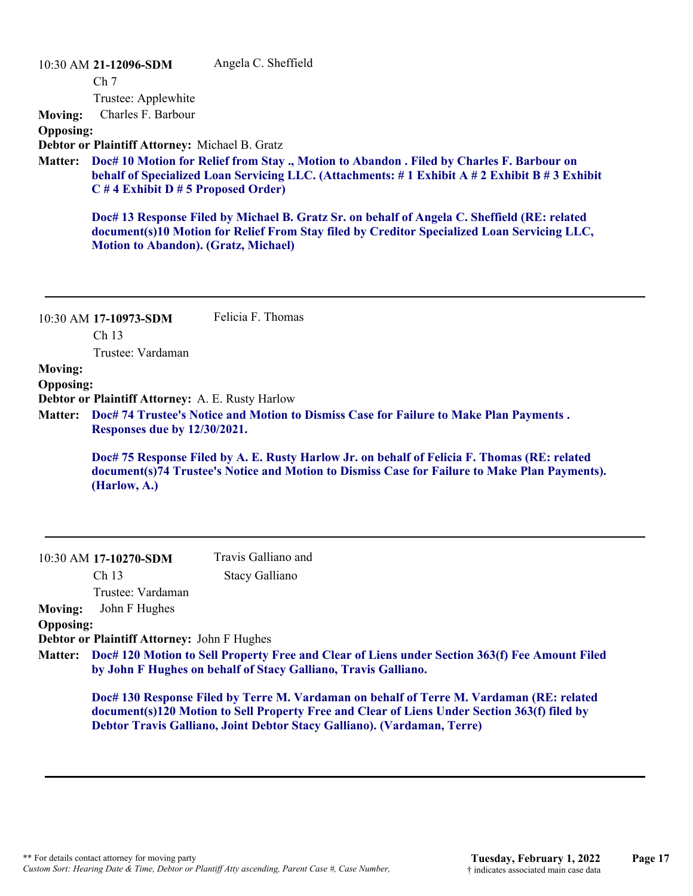10:30 AM **21-12096-SDM** Angela C. Sheffield

Ch 7

Trustee: Applewhite

**Moving:** Charles F. Barbour

**Opposing:**

**Debtor or Plaintiff Attorney:** Michael B. Gratz

**Matter:** **Doc# 10 Motion for Relief from Stay ., Motion to Abandon . Filed by Charles F. Barbour on behalf of Specialized Loan Servicing LLC. (Attachments: # 1 Exhibit A # 2 Exhibit B # 3 Exhibit C # 4 Exhibit D # 5 Proposed Order)**

**Doc# 13 Response Filed by Michael B. Gratz Sr. on behalf of Angela C. Sheffield (RE: related document(s)10 Motion for Relief From Stay filed by Creditor Specialized Loan Servicing LLC, Motion to Abandon). (Gratz, Michael)**

---

10:30 AM **17-10973-SDM** Felicia F. Thomas

Ch 13

Trustee: Vardaman

**Moving:**

**Opposing:**

**Debtor or Plaintiff Attorney:** A. E. Rusty Harlow

**Matter:** **Doc# 74 Trustee's Notice and Motion to Dismiss Case for Failure to Make Plan Payments . Responses due by 12/30/2021.**

**Doc# 75 Response Filed by A. E. Rusty Harlow Jr. on behalf of Felicia F. Thomas (RE: related document(s)74 Trustee's Notice and Motion to Dismiss Case for Failure to Make Plan Payments). (Harlow, A.)**

---

10:30 AM **17-10270-SDM** Travis Galliano and Stacy Galliano

Ch 13

Trustee: Vardaman

**Moving:** John F Hughes

**Opposing:**

**Debtor or Plaintiff Attorney:** John F Hughes

**Matter:** **Doc# 120 Motion to Sell Property Free and Clear of Liens under Section 363(f) Fee Amount Filed by John F Hughes on behalf of Stacy Galliano, Travis Galliano.**

**Doc# 130 Response Filed by Terre M. Vardaman on behalf of Terre M. Vardaman (RE: related document(s)120 Motion to Sell Property Free and Clear of Liens Under Section 363(f) filed by Debtor Travis Galliano, Joint Debtor Stacy Galliano). (Vardaman, Terre)**

---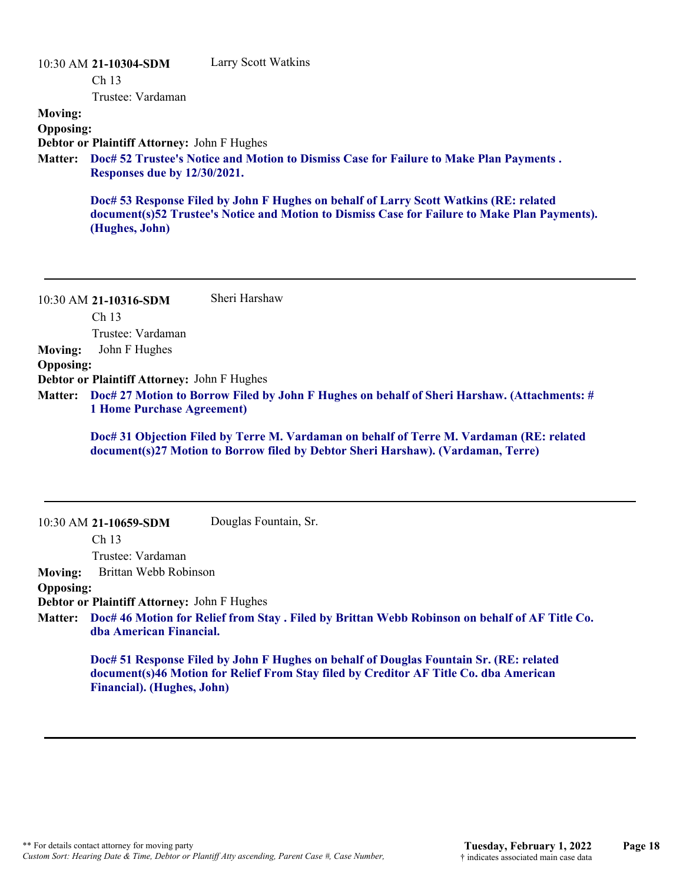10:30 AM **21-10304-SDM** Larry Scott Watkins

Ch 13

Trustee: Vardaman

**Moving:**

**Opposing:**

**Debtor or Plaintiff Attorney:** John F Hughes

**Matter:** **Doc# 52 Trustee's Notice and Motion to Dismiss Case for Failure to Make Plan Payments . Responses due by 12/30/2021.**

**Doc# 53 Response Filed by John F Hughes on behalf of Larry Scott Watkins (RE: related document(s)52 Trustee's Notice and Motion to Dismiss Case for Failure to Make Plan Payments). (Hughes, John)**

---

10:30 AM **21-10316-SDM** Sheri Harshaw

Ch 13

Trustee: Vardaman

**Moving:** John F Hughes

**Opposing:**

**Debtor or Plaintiff Attorney:** John F Hughes

**Matter:** **Doc# 27 Motion to Borrow Filed by John F Hughes on behalf of Sheri Harshaw. (Attachments: # 1 Home Purchase Agreement)**

**Doc# 31 Objection Filed by Terre M. Vardaman on behalf of Terre M. Vardaman (RE: related document(s)27 Motion to Borrow filed by Debtor Sheri Harshaw). (Vardaman, Terre)**

---

10:30 AM **21-10659-SDM** Douglas Fountain, Sr.

Ch 13

Trustee: Vardaman

**Moving:** Brittan Webb Robinson

**Opposing:**

**Debtor or Plaintiff Attorney:** John F Hughes

**Matter:** **Doc# 46 Motion for Relief from Stay . Filed by Brittan Webb Robinson on behalf of AF Title Co. dba American Financial.**

**Doc# 51 Response Filed by John F Hughes on behalf of Douglas Fountain Sr. (RE: related document(s)46 Motion for Relief From Stay filed by Creditor AF Title Co. dba American Financial). (Hughes, John)**

---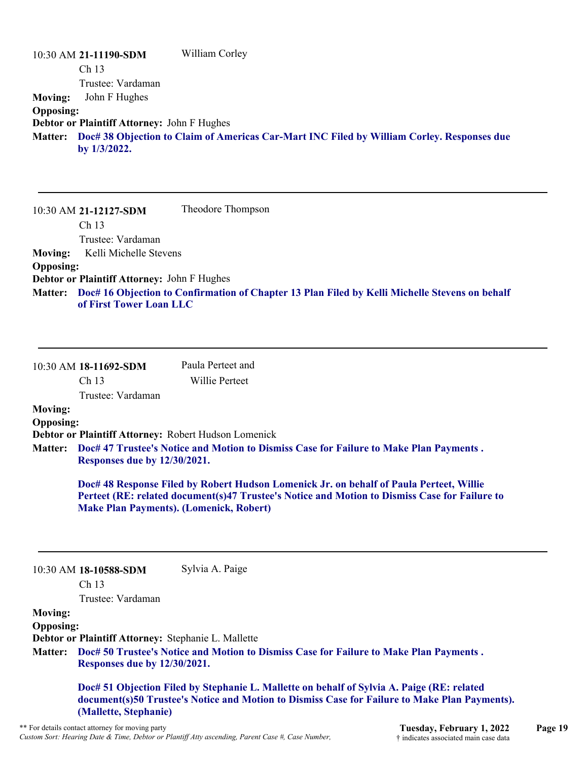10:30 AM **21-11190-SDM** William Corley
Ch 13
Trustee: Vardaman

**Moving:** John F Hughes
**Opposing:**
**Debtor or Plaintiff Attorney:** John F Hughes
**Matter:** **Doc# 38 Objection to Claim of Americas Car-Mart INC Filed by William Corley. Responses due by 1/3/2022.**

---

10:30 AM **21-12127-SDM** Theodore Thompson
Ch 13
Trustee: Vardaman

**Moving:** Kelli Michelle Stevens
**Opposing:**
**Debtor or Plaintiff Attorney:** John F Hughes
**Matter:** **Doc# 16 Objection to Confirmation of Chapter 13 Plan Filed by Kelli Michelle Stevens on behalf of First Tower Loan LLC**

---

10:30 AM **18-11692-SDM** Paula Perteet and Willie Perteet
Ch 13
Trustee: Vardaman

**Moving:**
**Opposing:**
**Debtor or Plaintiff Attorney:** Robert Hudson Lomenick
**Matter:** **Doc# 47 Trustee's Notice and Motion to Dismiss Case for Failure to Make Plan Payments . Responses due by 12/30/2021.**

**Doc# 48 Response Filed by Robert Hudson Lomenick Jr. on behalf of Paula Perteet, Willie Perteet (RE: related document(s)47 Trustee's Notice and Motion to Dismiss Case for Failure to Make Plan Payments). (Lomenick, Robert)**

---

10:30 AM **18-10588-SDM** Sylvia A. Paige
Ch 13
Trustee: Vardaman

**Moving:**
**Opposing:**
**Debtor or Plaintiff Attorney:** Stephanie L. Mallette
**Matter:** **Doc# 50 Trustee's Notice and Motion to Dismiss Case for Failure to Make Plan Payments . Responses due by 12/30/2021.**

**Doc# 51 Objection Filed by Stephanie L. Mallette on behalf of Sylvia A. Paige (RE: related document(s)50 Trustee's Notice and Motion to Dismiss Case for Failure to Make Plan Payments). (Mallette, Stephanie)**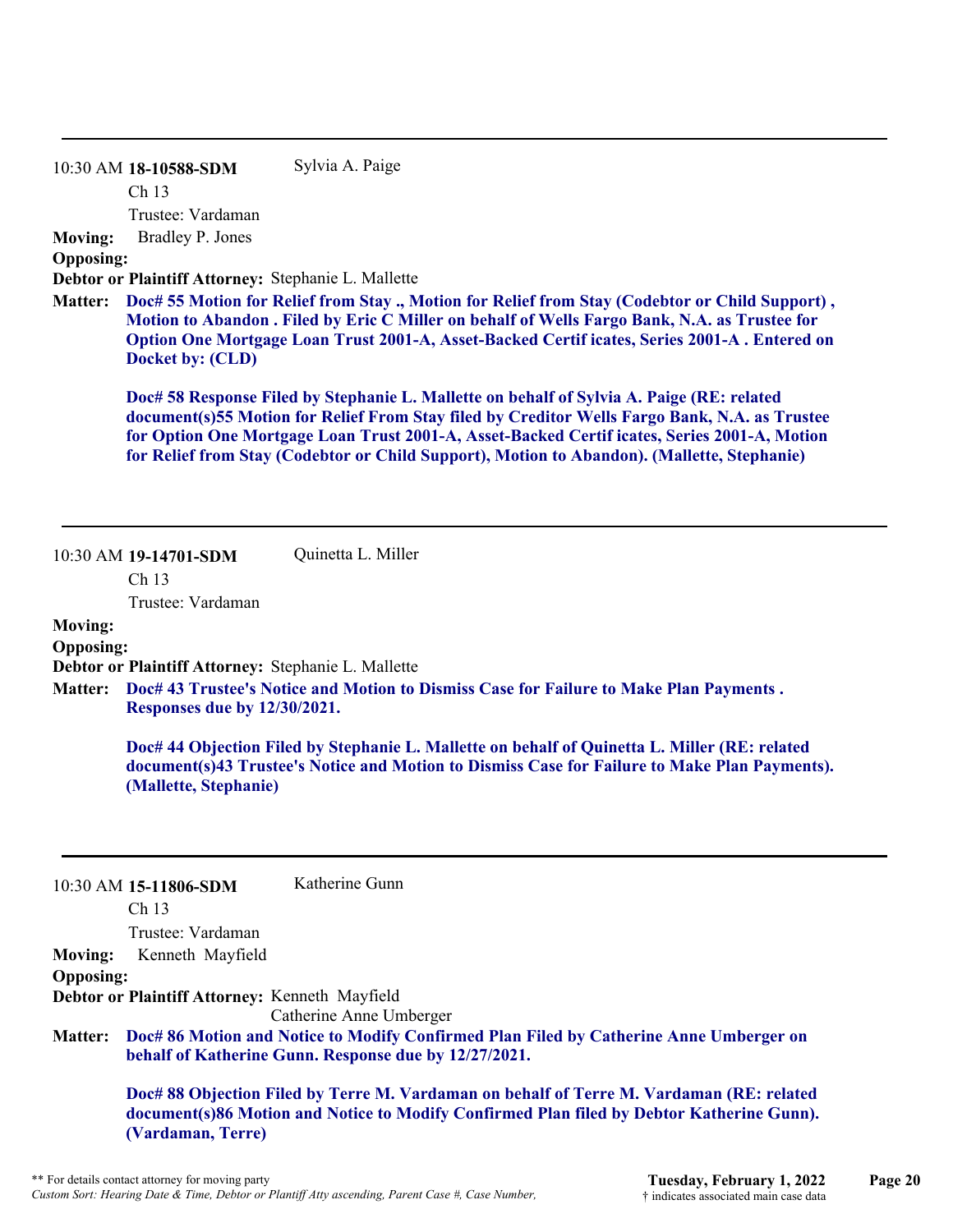---

10:30 AM **18-10588-SDM** Sylvia A. Paige

Ch 13

Trustee: Vardaman

**Moving:** Bradley P. Jones

**Opposing:**

**Debtor or Plaintiff Attorney:** Stephanie L. Mallette

**Matter:** **Doc# 55 Motion for Relief from Stay ., Motion for Relief from Stay (Codebtor or Child Support) , Motion to Abandon . Filed by Eric C Miller on behalf of Wells Fargo Bank, N.A. as Trustee for Option One Mortgage Loan Trust 2001-A, Asset-Backed Certif icates, Series 2001-A . Entered on Docket by: (CLD)**

**Doc# 58 Response Filed by Stephanie L. Mallette on behalf of Sylvia A. Paige (RE: related document(s)55 Motion for Relief From Stay filed by Creditor Wells Fargo Bank, N.A. as Trustee for Option One Mortgage Loan Trust 2001-A, Asset-Backed Certif icates, Series 2001-A, Motion for Relief from Stay (Codebtor or Child Support), Motion to Abandon). (Mallette, Stephanie)**

---

10:30 AM **19-14701-SDM** Quinetta L. Miller

Ch 13

Trustee: Vardaman

**Moving:**

**Opposing:**

**Debtor or Plaintiff Attorney:** Stephanie L. Mallette

**Matter:** **Doc# 43 Trustee's Notice and Motion to Dismiss Case for Failure to Make Plan Payments . Responses due by 12/30/2021.**

**Doc# 44 Objection Filed by Stephanie L. Mallette on behalf of Quinetta L. Miller (RE: related document(s)43 Trustee's Notice and Motion to Dismiss Case for Failure to Make Plan Payments). (Mallette, Stephanie)**

---

10:30 AM **15-11806-SDM** Katherine Gunn

Ch 13

Trustee: Vardaman

**Moving:** Kenneth Mayfield

**Opposing:**

**Debtor or Plaintiff Attorney:** Kenneth Mayfield
Catherine Anne Umberger

**Matter:** **Doc# 86 Motion and Notice to Modify Confirmed Plan Filed by Catherine Anne Umberger on behalf of Katherine Gunn. Response due by 12/27/2021.**

**Doc# 88 Objection Filed by Terre M. Vardaman on behalf of Terre M. Vardaman (RE: related document(s)86 Motion and Notice to Modify Confirmed Plan filed by Debtor Katherine Gunn). (Vardaman, Terre)**

\*\* For details contact attorney for moving party

*Custom Sort: Hearing Date & Time, Debtor or Plantiff Atty ascending, Parent Case #, Case Number,*

**Tuesday, February 1, 2022**

† indicates associated main case data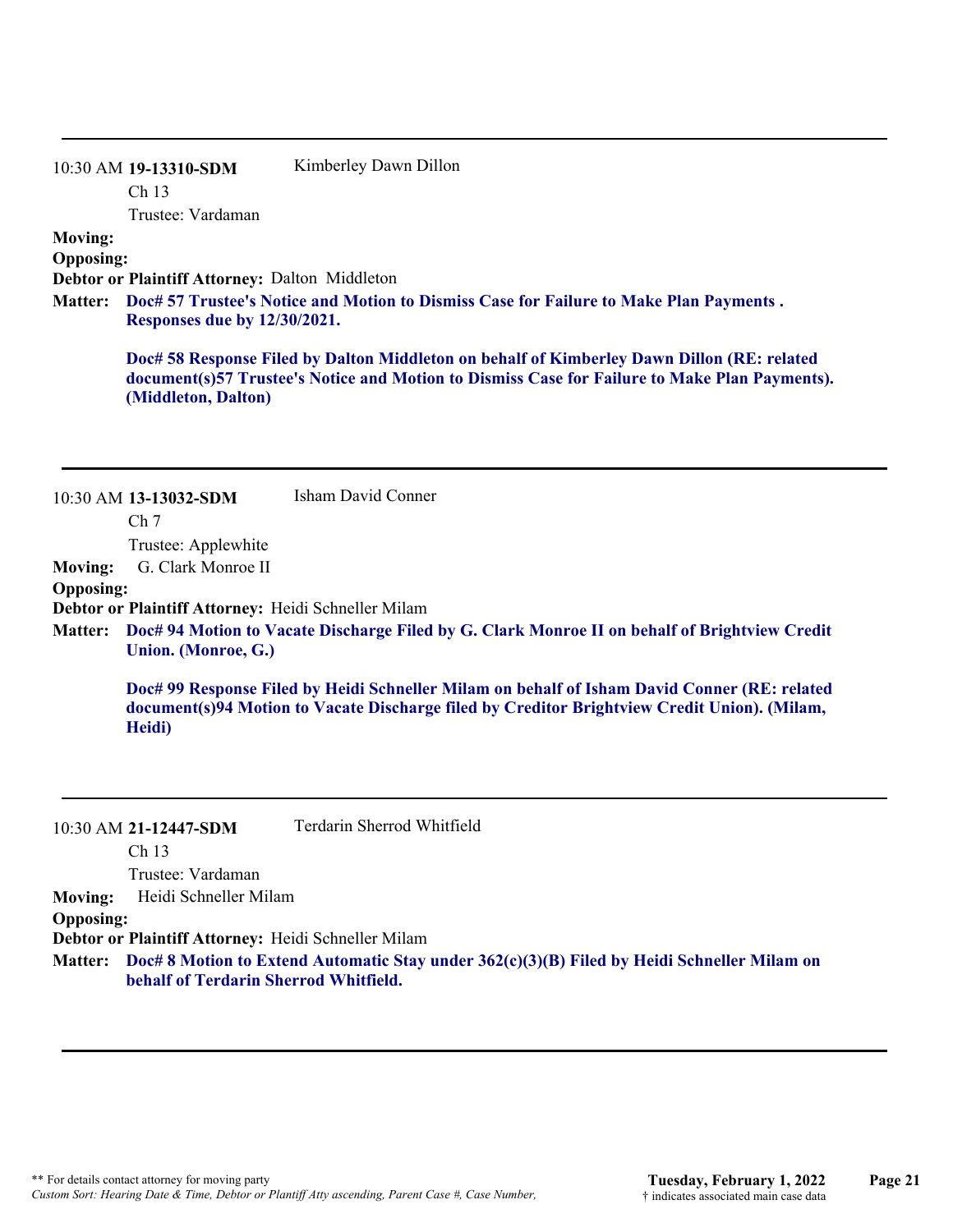---

10:30 AM **19-13310-SDM** Kimberley Dawn Dillon
Ch 13
Trustee: Vardaman

**Moving:**
**Opposing:**
**Debtor or Plaintiff Attorney:** Dalton Middleton
**Matter:** **Doc# 57 Trustee's Notice and Motion to Dismiss Case for Failure to Make Plan Payments . Responses due by 12/30/2021.**

**Doc# 58 Response Filed by Dalton Middleton on behalf of Kimberley Dawn Dillon (RE: related document(s)57 Trustee's Notice and Motion to Dismiss Case for Failure to Make Plan Payments). (Middleton, Dalton)**

---

10:30 AM **13-13032-SDM** Isham David Conner
Ch 7
Trustee: Applewhite

**Moving:** G. Clark Monroe II
**Opposing:**
**Debtor or Plaintiff Attorney:** Heidi Schneller Milam
**Matter:** **Doc# 94 Motion to Vacate Discharge Filed by G. Clark Monroe II on behalf of Brightview Credit Union. (Monroe, G.)**

**Doc# 99 Response Filed by Heidi Schneller Milam on behalf of Isham David Conner (RE: related document(s)94 Motion to Vacate Discharge filed by Creditor Brightview Credit Union). (Milam, Heidi)**

---

10:30 AM **21-12447-SDM** Terdarin Sherrod Whitfield
Ch 13
Trustee: Vardaman

**Moving:** Heidi Schneller Milam
**Opposing:**
**Debtor or Plaintiff Attorney:** Heidi Schneller Milam
**Matter:** **Doc# 8 Motion to Extend Automatic Stay under 362(c)(3)(B) Filed by Heidi Schneller Milam on behalf of Terdarin Sherrod Whitfield.**

---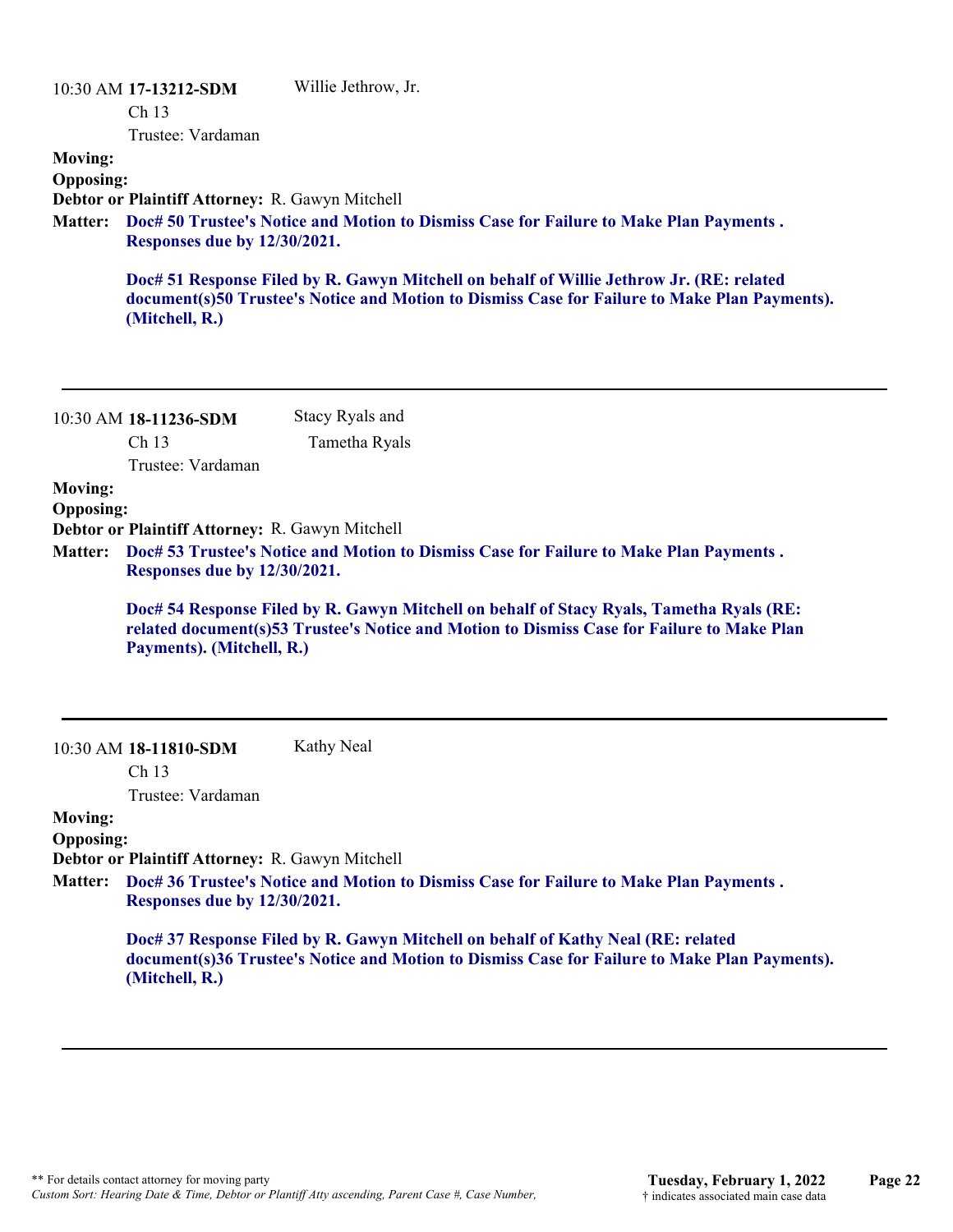10:30 AM **17-13212-SDM** Willie Jethrow, Jr.

Ch 13

Trustee: Vardaman

**Moving:**

**Opposing:**

**Debtor or Plaintiff Attorney:** R. Gawyn Mitchell

**Matter:** **Doc# 50 Trustee's Notice and Motion to Dismiss Case for Failure to Make Plan Payments . Responses due by 12/30/2021.**

**Doc# 51 Response Filed by R. Gawyn Mitchell on behalf of Willie Jethrow Jr. (RE: related document(s)50 Trustee's Notice and Motion to Dismiss Case for Failure to Make Plan Payments). (Mitchell, R.)**

---

10:30 AM **18-11236-SDM** Stacy Ryals and Tametha Ryals

Ch 13

Trustee: Vardaman

**Moving:**

**Opposing:**

**Debtor or Plaintiff Attorney:** R. Gawyn Mitchell

**Matter:** **Doc# 53 Trustee's Notice and Motion to Dismiss Case for Failure to Make Plan Payments . Responses due by 12/30/2021.**

**Doc# 54 Response Filed by R. Gawyn Mitchell on behalf of Stacy Ryals, Tametha Ryals (RE: related document(s)53 Trustee's Notice and Motion to Dismiss Case for Failure to Make Plan Payments). (Mitchell, R.)**

---

10:30 AM **18-11810-SDM** Kathy Neal

Ch 13

Trustee: Vardaman

**Moving:**

**Opposing:**

**Debtor or Plaintiff Attorney:** R. Gawyn Mitchell

**Matter:** **Doc# 36 Trustee's Notice and Motion to Dismiss Case for Failure to Make Plan Payments . Responses due by 12/30/2021.**

**Doc# 37 Response Filed by R. Gawyn Mitchell on behalf of Kathy Neal (RE: related document(s)36 Trustee's Notice and Motion to Dismiss Case for Failure to Make Plan Payments). (Mitchell, R.)**

---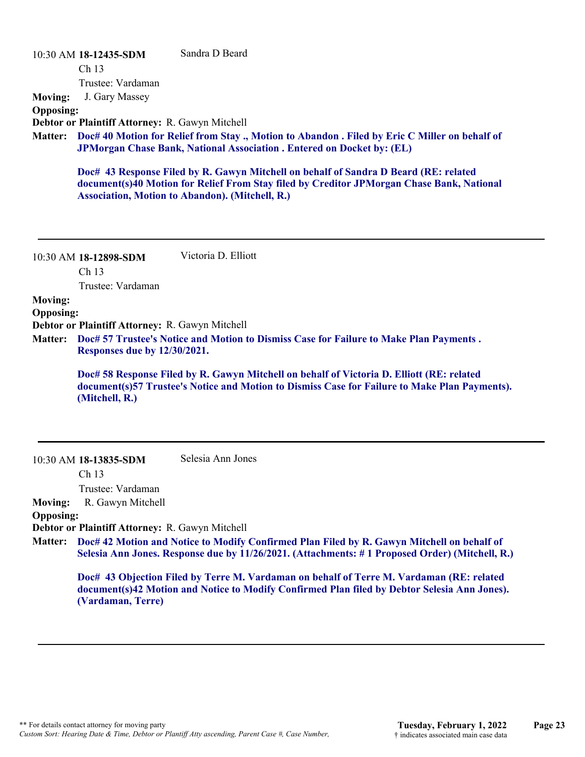10:30 AM **18-12435-SDM** Sandra D Beard

Ch 13

Trustee: Vardaman

**Moving:** J. Gary Massey

**Opposing:**

**Debtor or Plaintiff Attorney:** R. Gawyn Mitchell

**Matter:** **Doc# 40 Motion for Relief from Stay ., Motion to Abandon . Filed by Eric C Miller on behalf of JPMorgan Chase Bank, National Association . Entered on Docket by: (EL)**

**Doc# 43 Response Filed by R. Gawyn Mitchell on behalf of Sandra D Beard (RE: related document(s)40 Motion for Relief From Stay filed by Creditor JPMorgan Chase Bank, National Association, Motion to Abandon). (Mitchell, R.)**

---

10:30 AM **18-12898-SDM** Victoria D. Elliott

Ch 13

Trustee: Vardaman

**Moving:**

**Opposing:**

**Debtor or Plaintiff Attorney:** R. Gawyn Mitchell

**Matter:** **Doc# 57 Trustee's Notice and Motion to Dismiss Case for Failure to Make Plan Payments . Responses due by 12/30/2021.**

**Doc# 58 Response Filed by R. Gawyn Mitchell on behalf of Victoria D. Elliott (RE: related document(s)57 Trustee's Notice and Motion to Dismiss Case for Failure to Make Plan Payments). (Mitchell, R.)**

---

10:30 AM **18-13835-SDM** Selesia Ann Jones

Ch 13

Trustee: Vardaman

**Moving:** R. Gawyn Mitchell

**Opposing:**

**Debtor or Plaintiff Attorney:** R. Gawyn Mitchell

**Matter:** **Doc# 42 Motion and Notice to Modify Confirmed Plan Filed by R. Gawyn Mitchell on behalf of Selesia Ann Jones. Response due by 11/26/2021. (Attachments: # 1 Proposed Order) (Mitchell, R.)**

**Doc# 43 Objection Filed by Terre M. Vardaman on behalf of Terre M. Vardaman (RE: related document(s)42 Motion and Notice to Modify Confirmed Plan filed by Debtor Selesia Ann Jones). (Vardaman, Terre)**

---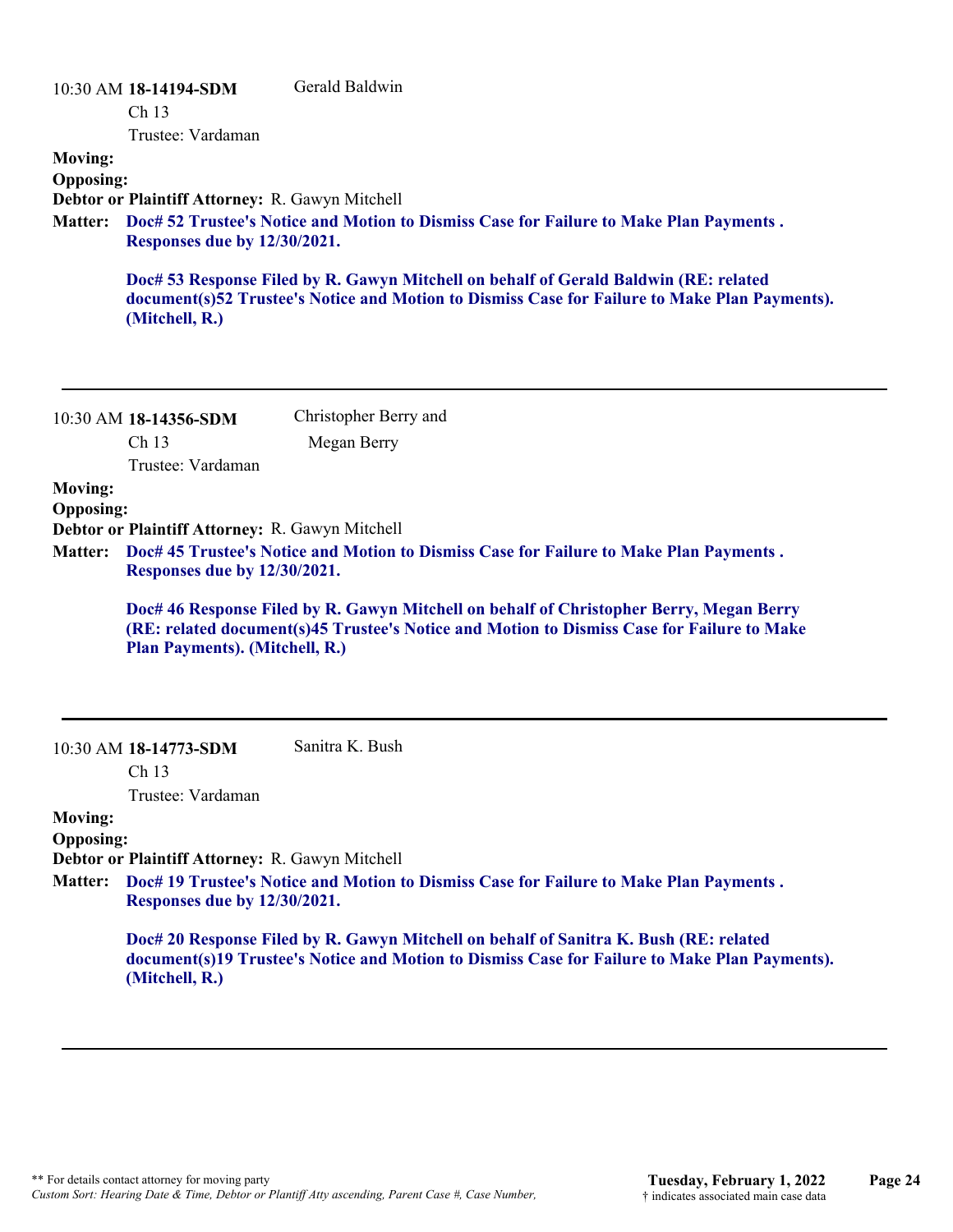10:30 AM **18-14194-SDM** Gerald Baldwin

Ch 13

Trustee: Vardaman

**Moving:**

**Opposing:**

**Debtor or Plaintiff Attorney:** R. Gawyn Mitchell

**Matter:** **Doc# 52 Trustee's Notice and Motion to Dismiss Case for Failure to Make Plan Payments . Responses due by 12/30/2021.**

**Doc# 53 Response Filed by R. Gawyn Mitchell on behalf of Gerald Baldwin (RE: related document(s)52 Trustee's Notice and Motion to Dismiss Case for Failure to Make Plan Payments). (Mitchell, R.)**

---

10:30 AM **18-14356-SDM** Christopher Berry and Megan Berry

Ch 13

Trustee: Vardaman

**Moving:**

**Opposing:**

**Debtor or Plaintiff Attorney:** R. Gawyn Mitchell

**Matter:** **Doc# 45 Trustee's Notice and Motion to Dismiss Case for Failure to Make Plan Payments . Responses due by 12/30/2021.**

**Doc# 46 Response Filed by R. Gawyn Mitchell on behalf of Christopher Berry, Megan Berry (RE: related document(s)45 Trustee's Notice and Motion to Dismiss Case for Failure to Make Plan Payments). (Mitchell, R.)**

---

10:30 AM **18-14773-SDM** Sanitra K. Bush

Ch 13

Trustee: Vardaman

**Moving:**

**Opposing:**

**Debtor or Plaintiff Attorney:** R. Gawyn Mitchell

**Matter:** **Doc# 19 Trustee's Notice and Motion to Dismiss Case for Failure to Make Plan Payments . Responses due by 12/30/2021.**

**Doc# 20 Response Filed by R. Gawyn Mitchell on behalf of Sanitra K. Bush (RE: related document(s)19 Trustee's Notice and Motion to Dismiss Case for Failure to Make Plan Payments). (Mitchell, R.)**

---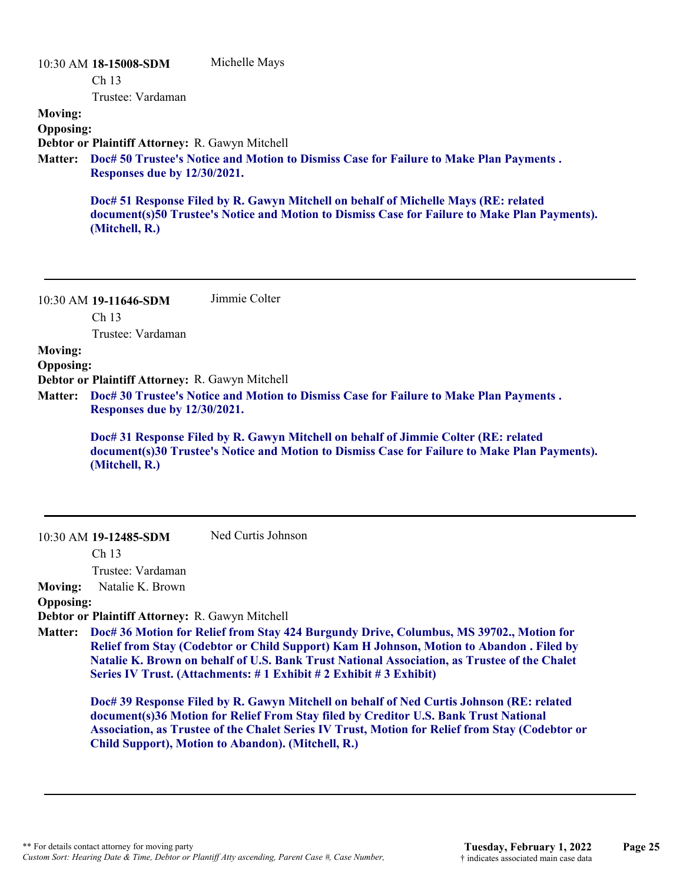10:30 AM **18-15008-SDM** Michelle Mays

Ch 13

Trustee: Vardaman

**Moving:**

**Opposing:**

**Debtor or Plaintiff Attorney:** R. Gawyn Mitchell

**Matter:** **Doc# 50 Trustee's Notice and Motion to Dismiss Case for Failure to Make Plan Payments . Responses due by 12/30/2021.**

**Doc# 51 Response Filed by R. Gawyn Mitchell on behalf of Michelle Mays (RE: related document(s)50 Trustee's Notice and Motion to Dismiss Case for Failure to Make Plan Payments). (Mitchell, R.)**

---

10:30 AM **19-11646-SDM** Jimmie Colter

Ch 13

Trustee: Vardaman

**Moving:**

**Opposing:**

**Debtor or Plaintiff Attorney:** R. Gawyn Mitchell

**Matter:** **Doc# 30 Trustee's Notice and Motion to Dismiss Case for Failure to Make Plan Payments . Responses due by 12/30/2021.**

**Doc# 31 Response Filed by R. Gawyn Mitchell on behalf of Jimmie Colter (RE: related document(s)30 Trustee's Notice and Motion to Dismiss Case for Failure to Make Plan Payments). (Mitchell, R.)**

---

10:30 AM **19-12485-SDM** Ned Curtis Johnson

Ch 13

Trustee: Vardaman

**Moving:** Natalie K. Brown

**Opposing:**

**Debtor or Plaintiff Attorney:** R. Gawyn Mitchell

**Matter:** **Doc# 36 Motion for Relief from Stay 424 Burgundy Drive, Columbus, MS 39702., Motion for Relief from Stay (Codebtor or Child Support) Kam H Johnson, Motion to Abandon . Filed by Natalie K. Brown on behalf of U.S. Bank Trust National Association, as Trustee of the Chalet Series IV Trust. (Attachments: # 1 Exhibit # 2 Exhibit # 3 Exhibit)**

**Doc# 39 Response Filed by R. Gawyn Mitchell on behalf of Ned Curtis Johnson (RE: related document(s)36 Motion for Relief From Stay filed by Creditor U.S. Bank Trust National Association, as Trustee of the Chalet Series IV Trust, Motion for Relief from Stay (Codebtor or Child Support), Motion to Abandon). (Mitchell, R.)**

---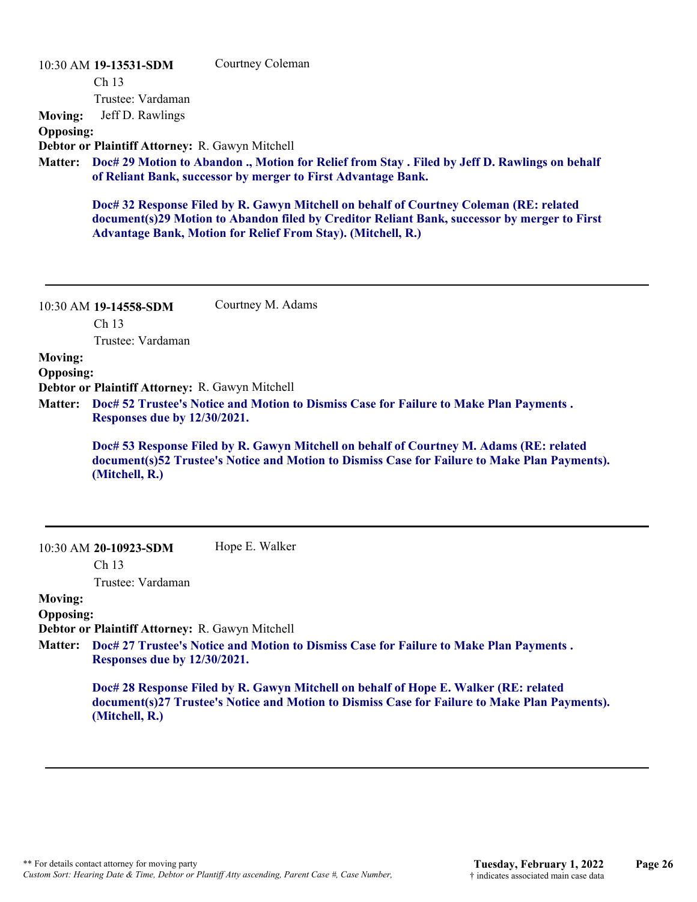10:30 AM **19-13531-SDM** Courtney Coleman

Ch 13

Trustee: Vardaman

**Moving:** Jeff D. Rawlings

**Opposing:**

**Debtor or Plaintiff Attorney:** R. Gawyn Mitchell

**Matter:** **Doc# 29 Motion to Abandon ., Motion for Relief from Stay . Filed by Jeff D. Rawlings on behalf of Reliant Bank, successor by merger to First Advantage Bank.**

**Doc# 32 Response Filed by R. Gawyn Mitchell on behalf of Courtney Coleman (RE: related document(s)29 Motion to Abandon filed by Creditor Reliant Bank, successor by merger to First Advantage Bank, Motion for Relief From Stay). (Mitchell, R.)**

---

10:30 AM **19-14558-SDM** Courtney M. Adams

Ch 13

Trustee: Vardaman

**Moving:**

**Opposing:**

**Debtor or Plaintiff Attorney:** R. Gawyn Mitchell

**Matter:** **Doc# 52 Trustee's Notice and Motion to Dismiss Case for Failure to Make Plan Payments . Responses due by 12/30/2021.**

**Doc# 53 Response Filed by R. Gawyn Mitchell on behalf of Courtney M. Adams (RE: related document(s)52 Trustee's Notice and Motion to Dismiss Case for Failure to Make Plan Payments). (Mitchell, R.)**

---

10:30 AM **20-10923-SDM** Hope E. Walker

Ch 13

Trustee: Vardaman

**Moving:**

**Opposing:**

**Debtor or Plaintiff Attorney:** R. Gawyn Mitchell

**Matter:** **Doc# 27 Trustee's Notice and Motion to Dismiss Case for Failure to Make Plan Payments . Responses due by 12/30/2021.**

**Doc# 28 Response Filed by R. Gawyn Mitchell on behalf of Hope E. Walker (RE: related document(s)27 Trustee's Notice and Motion to Dismiss Case for Failure to Make Plan Payments). (Mitchell, R.)**

---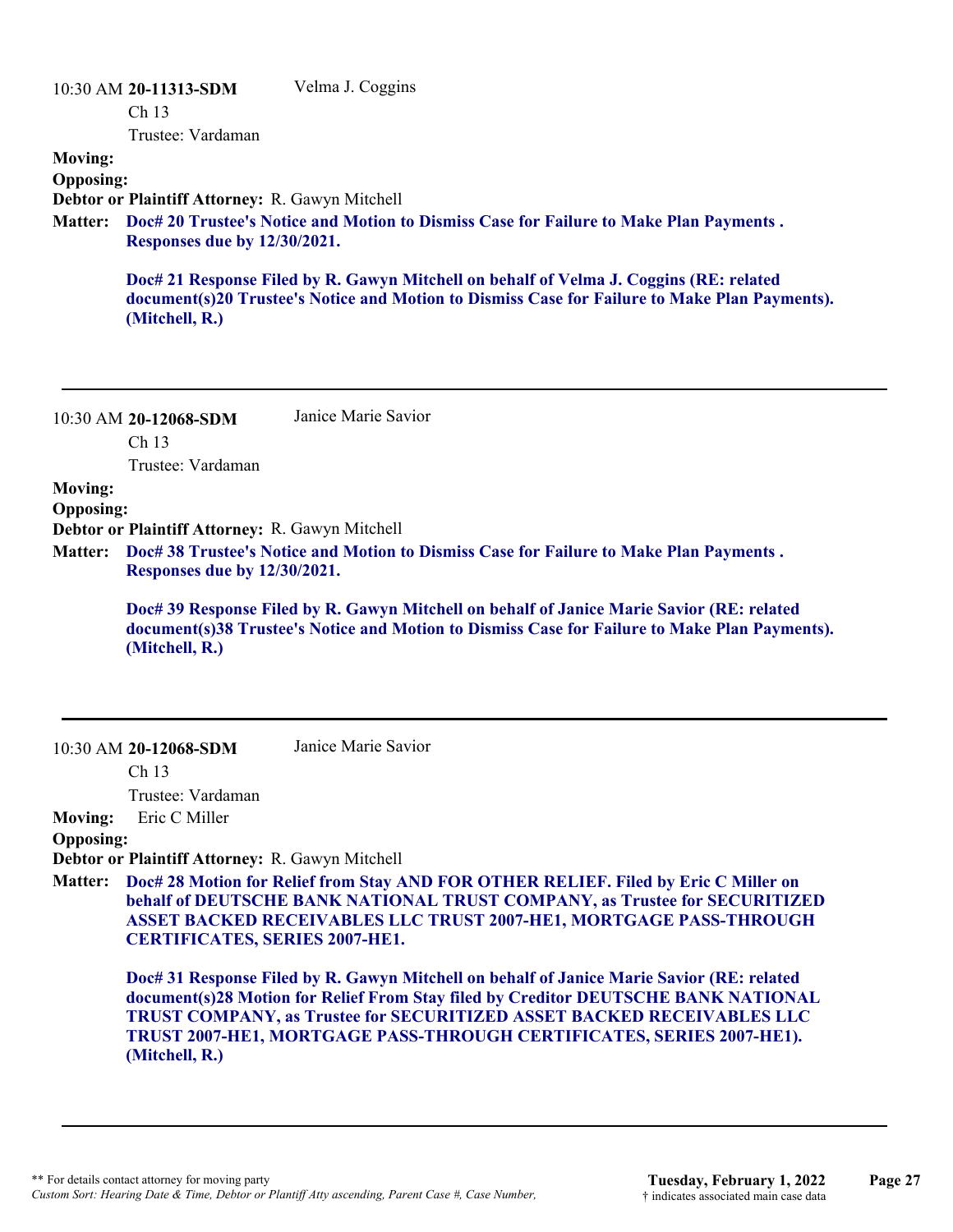10:30 AM **20-11313-SDM** Velma J. Coggins

Ch 13

Trustee: Vardaman

**Moving:**

**Opposing:**

**Debtor or Plaintiff Attorney:** R. Gawyn Mitchell

**Matter:** **Doc# 20 Trustee's Notice and Motion to Dismiss Case for Failure to Make Plan Payments . Responses due by 12/30/2021.**

**Doc# 21 Response Filed by R. Gawyn Mitchell on behalf of Velma J. Coggins (RE: related document(s)20 Trustee's Notice and Motion to Dismiss Case for Failure to Make Plan Payments). (Mitchell, R.)**

---

10:30 AM **20-12068-SDM** Janice Marie Savior

Ch 13

Trustee: Vardaman

**Moving:**

**Opposing:**

**Debtor or Plaintiff Attorney:** R. Gawyn Mitchell

**Matter:** **Doc# 38 Trustee's Notice and Motion to Dismiss Case for Failure to Make Plan Payments . Responses due by 12/30/2021.**

**Doc# 39 Response Filed by R. Gawyn Mitchell on behalf of Janice Marie Savior (RE: related document(s)38 Trustee's Notice and Motion to Dismiss Case for Failure to Make Plan Payments). (Mitchell, R.)**

---

10:30 AM **20-12068-SDM** Janice Marie Savior

Ch 13

Trustee: Vardaman

**Moving:** Eric C Miller

**Opposing:**

**Debtor or Plaintiff Attorney:** R. Gawyn Mitchell

**Matter:** **Doc# 28 Motion for Relief from Stay AND FOR OTHER RELIEF. Filed by Eric C Miller on behalf of DEUTSCHE BANK NATIONAL TRUST COMPANY, as Trustee for SECURITIZED ASSET BACKED RECEIVABLES LLC TRUST 2007-HE1, MORTGAGE PASS-THROUGH CERTIFICATES, SERIES 2007-HE1.**

**Doc# 31 Response Filed by R. Gawyn Mitchell on behalf of Janice Marie Savior (RE: related document(s)28 Motion for Relief From Stay filed by Creditor DEUTSCHE BANK NATIONAL TRUST COMPANY, as Trustee for SECURITIZED ASSET BACKED RECEIVABLES LLC TRUST 2007-HE1, MORTGAGE PASS-THROUGH CERTIFICATES, SERIES 2007-HE1). (Mitchell, R.)**

---

** For details contact attorney for moving party

*Custom Sort: Hearing Date & Time, Debtor or Plantiff Atty ascending, Parent Case #, Case Number,*

**Tuesday, February 1, 2022**

† indicates associated main case data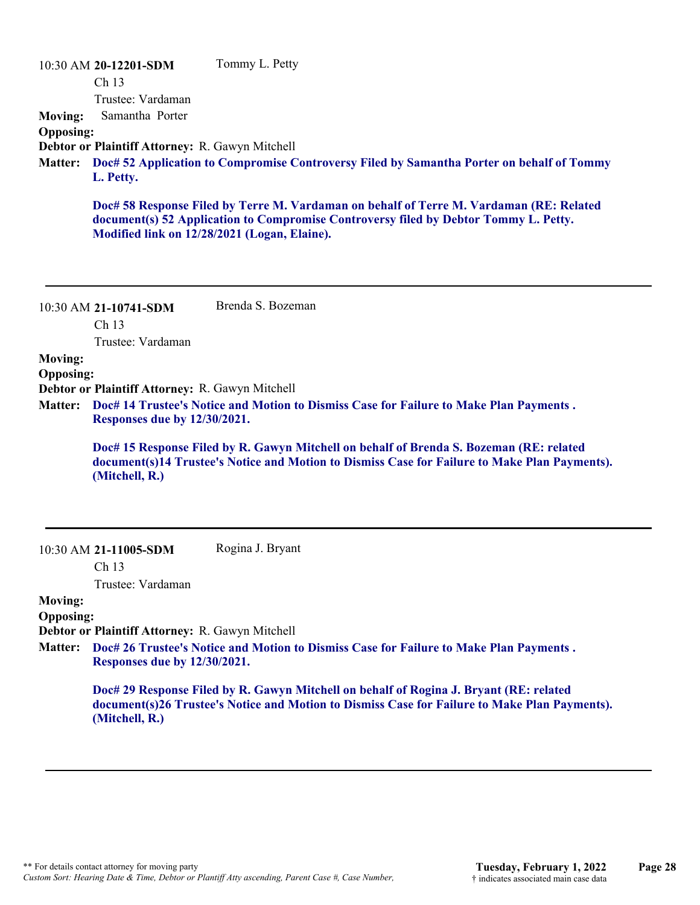10:30 AM **20-12201-SDM** Tommy L. Petty

Ch 13

Trustee: Vardaman

**Moving:** Samantha Porter

**Opposing:**

**Debtor or Plaintiff Attorney:** R. Gawyn Mitchell

**Matter:** **Doc# 52 Application to Compromise Controversy Filed by Samantha Porter on behalf of Tommy L. Petty.**

**Doc# 58 Response Filed by Terre M. Vardaman on behalf of Terre M. Vardaman (RE: Related document(s) 52 Application to Compromise Controversy filed by Debtor Tommy L. Petty. Modified link on 12/28/2021 (Logan, Elaine).**

---

10:30 AM **21-10741-SDM** Brenda S. Bozeman

Ch 13

Trustee: Vardaman

**Moving:**

**Opposing:**

**Debtor or Plaintiff Attorney:** R. Gawyn Mitchell

**Matter:** **Doc# 14 Trustee's Notice and Motion to Dismiss Case for Failure to Make Plan Payments . Responses due by 12/30/2021.**

**Doc# 15 Response Filed by R. Gawyn Mitchell on behalf of Brenda S. Bozeman (RE: related document(s)14 Trustee's Notice and Motion to Dismiss Case for Failure to Make Plan Payments). (Mitchell, R.)**

---

10:30 AM **21-11005-SDM** Rogina J. Bryant

Ch 13

Trustee: Vardaman

**Moving:**

**Opposing:**

**Debtor or Plaintiff Attorney:** R. Gawyn Mitchell

**Matter:** **Doc# 26 Trustee's Notice and Motion to Dismiss Case for Failure to Make Plan Payments . Responses due by 12/30/2021.**

**Doc# 29 Response Filed by R. Gawyn Mitchell on behalf of Rogina J. Bryant (RE: related document(s)26 Trustee's Notice and Motion to Dismiss Case for Failure to Make Plan Payments). (Mitchell, R.)**

---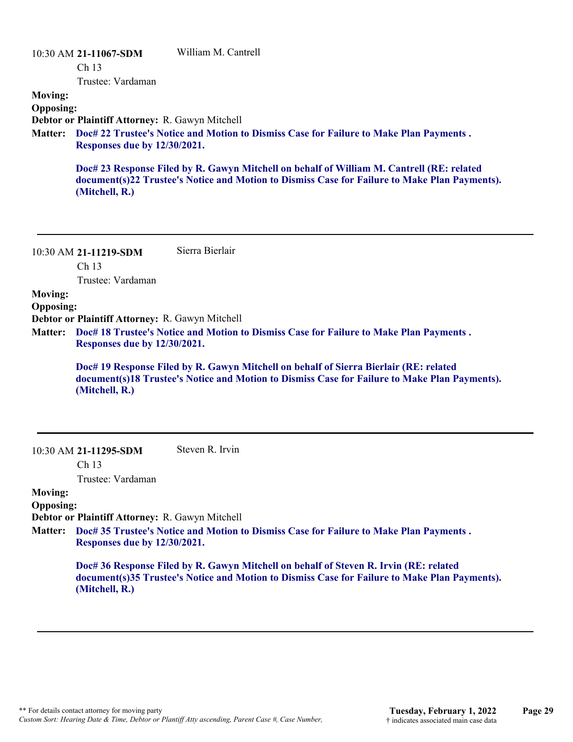10:30 AM **21-11067-SDM** William M. Cantrell

Ch 13

Trustee: Vardaman

**Moving:**

**Opposing:**

**Debtor or Plaintiff Attorney:** R. Gawyn Mitchell

**Matter:** **Doc# 22 Trustee's Notice and Motion to Dismiss Case for Failure to Make Plan Payments . Responses due by 12/30/2021.**

**Doc# 23 Response Filed by R. Gawyn Mitchell on behalf of William M. Cantrell (RE: related document(s)22 Trustee's Notice and Motion to Dismiss Case for Failure to Make Plan Payments). (Mitchell, R.)**

---

10:30 AM **21-11219-SDM** Sierra Bierlair

Ch 13

Trustee: Vardaman

**Moving:**

**Opposing:**

**Debtor or Plaintiff Attorney:** R. Gawyn Mitchell

**Matter:** **Doc# 18 Trustee's Notice and Motion to Dismiss Case for Failure to Make Plan Payments . Responses due by 12/30/2021.**

**Doc# 19 Response Filed by R. Gawyn Mitchell on behalf of Sierra Bierlair (RE: related document(s)18 Trustee's Notice and Motion to Dismiss Case for Failure to Make Plan Payments). (Mitchell, R.)**

---

10:30 AM **21-11295-SDM** Steven R. Irvin

Ch 13

Trustee: Vardaman

**Moving:**

**Opposing:**

**Debtor or Plaintiff Attorney:** R. Gawyn Mitchell

**Matter:** **Doc# 35 Trustee's Notice and Motion to Dismiss Case for Failure to Make Plan Payments . Responses due by 12/30/2021.**

**Doc# 36 Response Filed by R. Gawyn Mitchell on behalf of Steven R. Irvin (RE: related document(s)35 Trustee's Notice and Motion to Dismiss Case for Failure to Make Plan Payments). (Mitchell, R.)**

---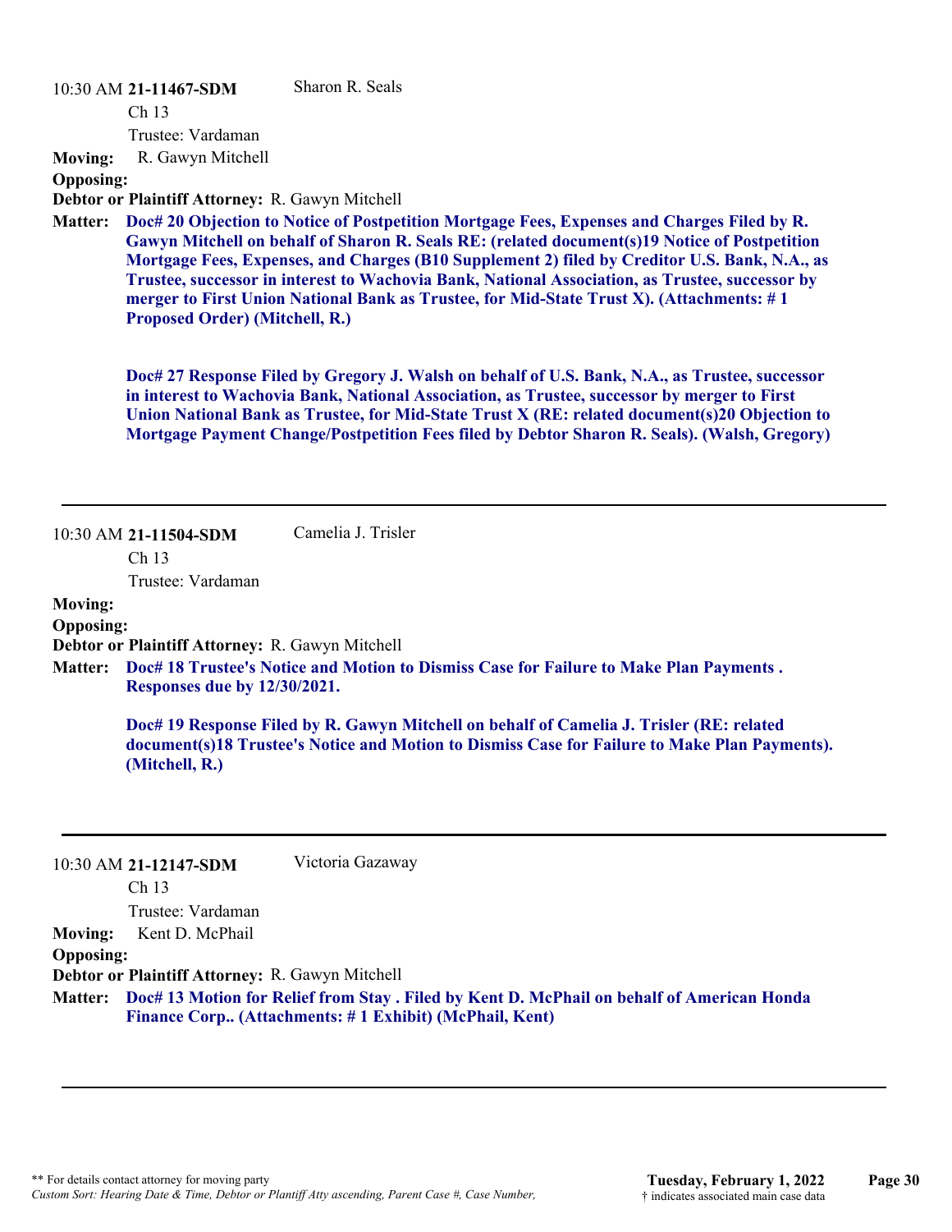10:30 AM **21-11467-SDM** Sharon R. Seals

Ch 13

Trustee: Vardaman

**Moving:** R. Gawyn Mitchell

**Opposing:**

**Debtor or Plaintiff Attorney:** R. Gawyn Mitchell

**Matter:** **Doc# 20 Objection to Notice of Postpetition Mortgage Fees, Expenses and Charges Filed by R. Gawyn Mitchell on behalf of Sharon R. Seals RE: (related document(s)19 Notice of Postpetition Mortgage Fees, Expenses, and Charges (B10 Supplement 2) filed by Creditor U.S. Bank, N.A., as Trustee, successor in interest to Wachovia Bank, National Association, as Trustee, successor by merger to First Union National Bank as Trustee, for Mid-State Trust X). (Attachments: # 1 Proposed Order) (Mitchell, R.)**

**Doc# 27 Response Filed by Gregory J. Walsh on behalf of U.S. Bank, N.A., as Trustee, successor in interest to Wachovia Bank, National Association, as Trustee, successor by merger to First Union National Bank as Trustee, for Mid-State Trust X (RE: related document(s)20 Objection to Mortgage Payment Change/Postpetition Fees filed by Debtor Sharon R. Seals). (Walsh, Gregory)**

---

10:30 AM **21-11504-SDM** Camelia J. Trisler

Ch 13

Trustee: Vardaman

**Moving:**

**Opposing:**

**Debtor or Plaintiff Attorney:** R. Gawyn Mitchell

**Matter:** **Doc# 18 Trustee's Notice and Motion to Dismiss Case for Failure to Make Plan Payments . Responses due by 12/30/2021.**

**Doc# 19 Response Filed by R. Gawyn Mitchell on behalf of Camelia J. Trisler (RE: related document(s)18 Trustee's Notice and Motion to Dismiss Case for Failure to Make Plan Payments). (Mitchell, R.)**

---

10:30 AM **21-12147-SDM** Victoria Gazaway

Ch 13

Trustee: Vardaman

**Moving:** Kent D. McPhail

**Opposing:**

**Debtor or Plaintiff Attorney:** R. Gawyn Mitchell

**Matter:** **Doc# 13 Motion for Relief from Stay . Filed by Kent D. McPhail on behalf of American Honda Finance Corp.. (Attachments: # 1 Exhibit) (McPhail, Kent)**

---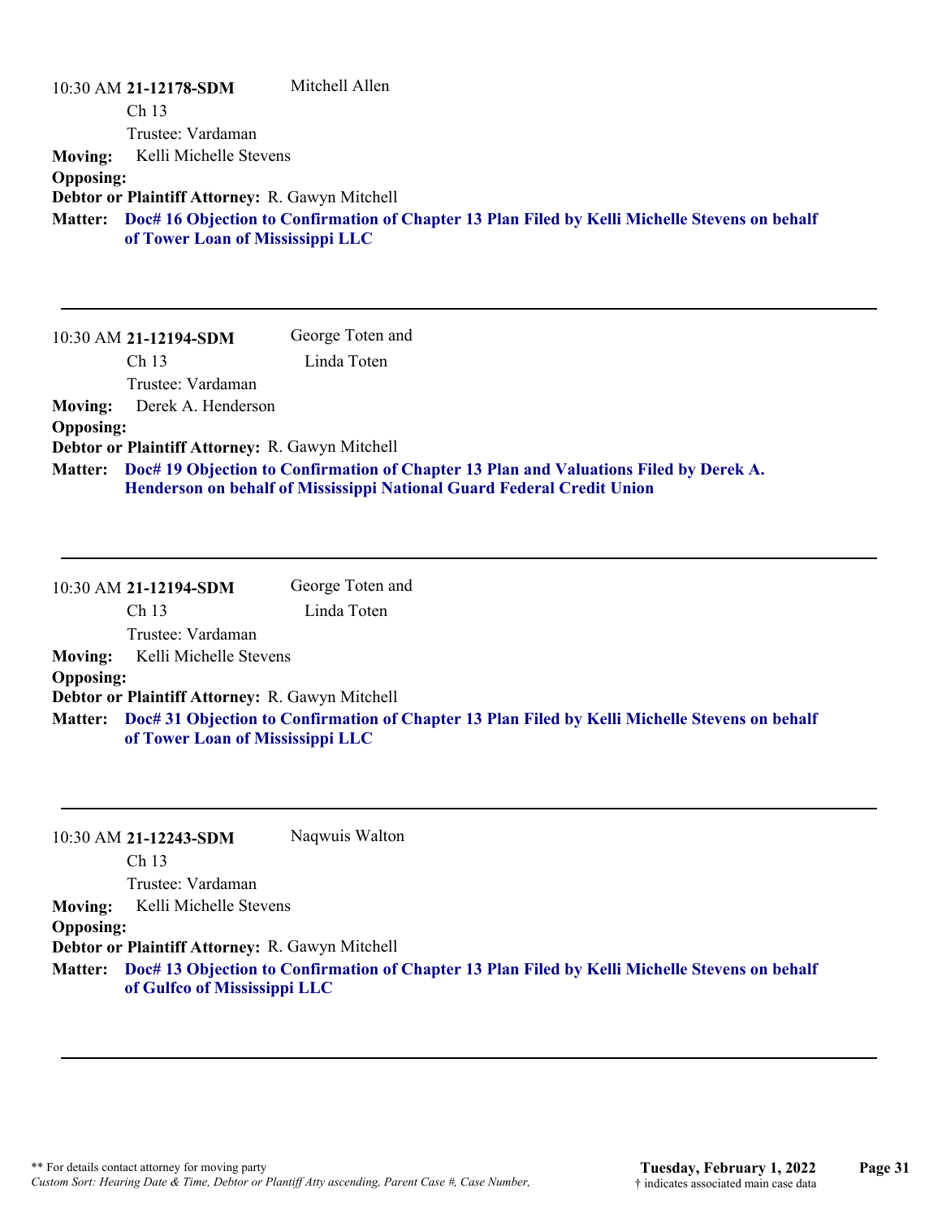10:30 AM **21-12178-SDM** Mitchell Allen

Ch 13

Trustee: Vardaman

**Moving:** Kelli Michelle Stevens

**Opposing:**

**Debtor or Plaintiff Attorney:** R. Gawyn Mitchell

**Matter:** **Doc# 16 Objection to Confirmation of Chapter 13 Plan Filed by Kelli Michelle Stevens on behalf of Tower Loan of Mississippi LLC**

---

10:30 AM **21-12194-SDM** George Toten and Linda Toten

Ch 13

Trustee: Vardaman

**Moving:** Derek A. Henderson

**Opposing:**

**Debtor or Plaintiff Attorney:** R. Gawyn Mitchell

**Matter:** **Doc# 19 Objection to Confirmation of Chapter 13 Plan and Valuations Filed by Derek A. Henderson on behalf of Mississippi National Guard Federal Credit Union**

---

10:30 AM **21-12194-SDM** George Toten and Linda Toten

Ch 13

Trustee: Vardaman

**Moving:** Kelli Michelle Stevens

**Opposing:**

**Debtor or Plaintiff Attorney:** R. Gawyn Mitchell

**Matter:** **Doc# 31 Objection to Confirmation of Chapter 13 Plan Filed by Kelli Michelle Stevens on behalf of Tower Loan of Mississippi LLC**

---

10:30 AM **21-12243-SDM** Naqwuis Walton

Ch 13

Trustee: Vardaman

**Moving:** Kelli Michelle Stevens

**Opposing:**

**Debtor or Plaintiff Attorney:** R. Gawyn Mitchell

**Matter:** **Doc# 13 Objection to Confirmation of Chapter 13 Plan Filed by Kelli Michelle Stevens on behalf of Gulfco of Mississippi LLC**

---

** For details contact attorney for moving party

*Custom Sort: Hearing Date & Time, Debtor or Plantiff Atty ascending, Parent Case #, Case Number,*

**Tuesday, February 1, 2022**

† indicates associated main case data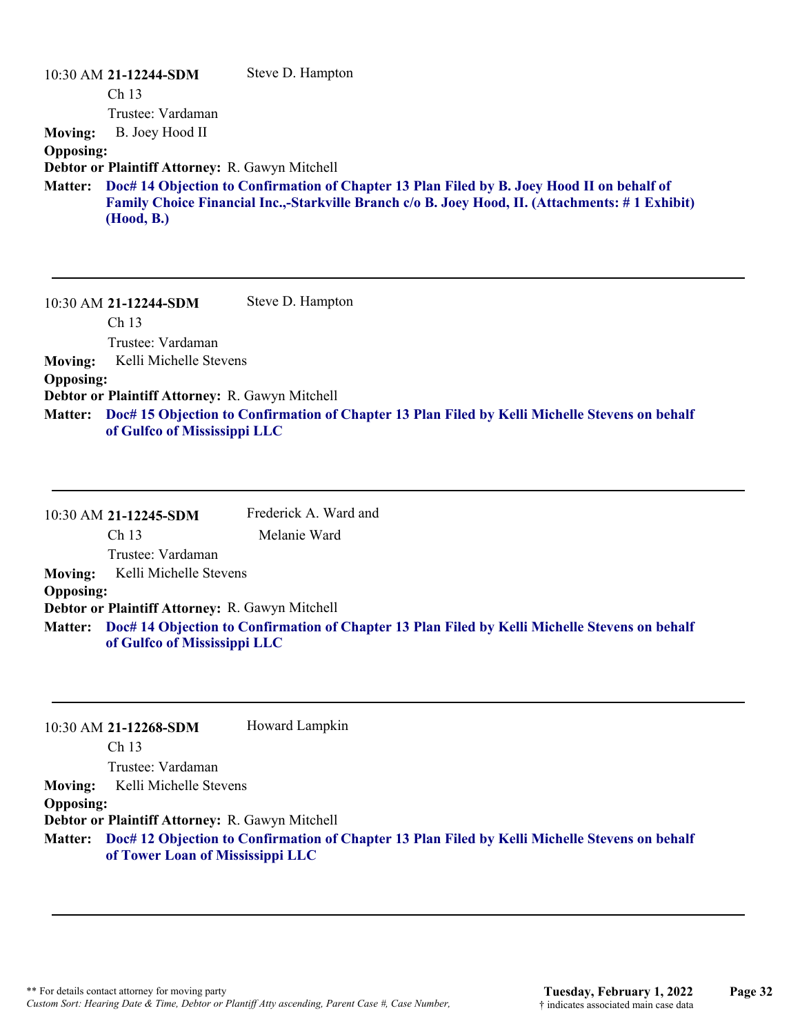10:30 AM **21-12244-SDM** Steve D. Hampton

Ch 13

Trustee: Vardaman

**Moving:** B. Joey Hood II

**Opposing:**

**Debtor or Plaintiff Attorney:** R. Gawyn Mitchell

**Matter:** **Doc# 14 Objection to Confirmation of Chapter 13 Plan Filed by B. Joey Hood II on behalf of Family Choice Financial Inc.,-Starkville Branch c/o B. Joey Hood, II. (Attachments: # 1 Exhibit) (Hood, B.)**

---

10:30 AM **21-12244-SDM** Steve D. Hampton

Ch 13

Trustee: Vardaman

**Moving:** Kelli Michelle Stevens

**Opposing:**

**Debtor or Plaintiff Attorney:** R. Gawyn Mitchell

**Matter:** **Doc# 15 Objection to Confirmation of Chapter 13 Plan Filed by Kelli Michelle Stevens on behalf of Gulfco of Mississippi LLC**

---

10:30 AM **21-12245-SDM** Frederick A. Ward and Melanie Ward

Ch 13

Trustee: Vardaman

**Moving:** Kelli Michelle Stevens

**Opposing:**

**Debtor or Plaintiff Attorney:** R. Gawyn Mitchell

**Matter:** **Doc# 14 Objection to Confirmation of Chapter 13 Plan Filed by Kelli Michelle Stevens on behalf of Gulfco of Mississippi LLC**

---

10:30 AM **21-12268-SDM** Howard Lampkin

Ch 13

Trustee: Vardaman

**Moving:** Kelli Michelle Stevens

**Opposing:**

**Debtor or Plaintiff Attorney:** R. Gawyn Mitchell

**Matter:** **Doc# 12 Objection to Confirmation of Chapter 13 Plan Filed by Kelli Michelle Stevens on behalf of Tower Loan of Mississippi LLC**

---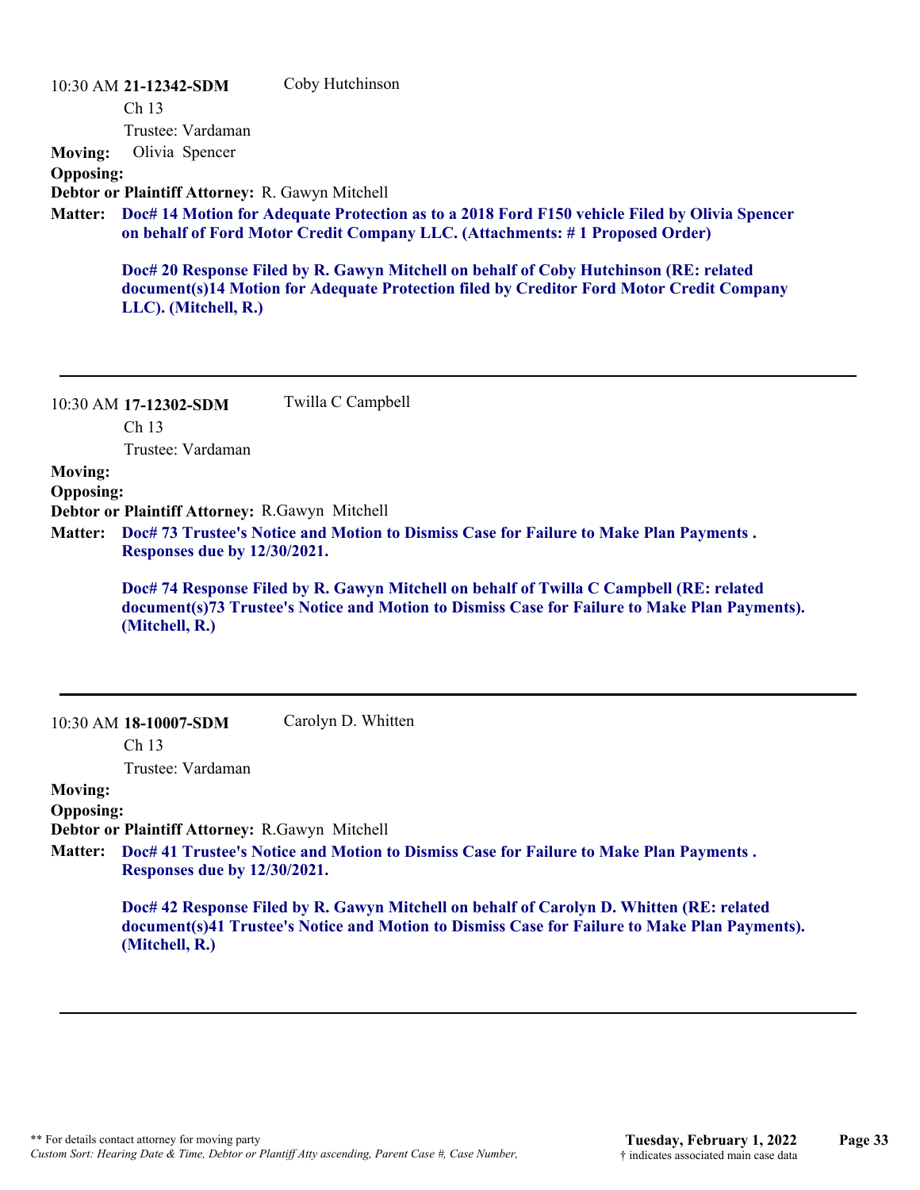10:30 AM **21-12342-SDM** Coby Hutchinson

Ch 13

Trustee: Vardaman

**Moving:** Olivia Spencer

**Opposing:**

**Debtor or Plaintiff Attorney:** R. Gawyn Mitchell

**Matter:** **Doc# 14 Motion for Adequate Protection as to a 2018 Ford F150 vehicle Filed by Olivia Spencer on behalf of Ford Motor Credit Company LLC. (Attachments: # 1 Proposed Order)**

**Doc# 20 Response Filed by R. Gawyn Mitchell on behalf of Coby Hutchinson (RE: related document(s)14 Motion for Adequate Protection filed by Creditor Ford Motor Credit Company LLC). (Mitchell, R.)**

---

10:30 AM **17-12302-SDM** Twilla C Campbell

Ch 13

Trustee: Vardaman

**Moving:**

**Opposing:**

**Debtor or Plaintiff Attorney:** R.Gawyn Mitchell

**Matter:** **Doc# 73 Trustee's Notice and Motion to Dismiss Case for Failure to Make Plan Payments . Responses due by 12/30/2021.**

**Doc# 74 Response Filed by R. Gawyn Mitchell on behalf of Twilla C Campbell (RE: related document(s)73 Trustee's Notice and Motion to Dismiss Case for Failure to Make Plan Payments). (Mitchell, R.)**

---

10:30 AM **18-10007-SDM** Carolyn D. Whitten

Ch 13

Trustee: Vardaman

**Moving:**

**Opposing:**

**Debtor or Plaintiff Attorney:** R.Gawyn Mitchell

**Matter:** **Doc# 41 Trustee's Notice and Motion to Dismiss Case for Failure to Make Plan Payments . Responses due by 12/30/2021.**

**Doc# 42 Response Filed by R. Gawyn Mitchell on behalf of Carolyn D. Whitten (RE: related document(s)41 Trustee's Notice and Motion to Dismiss Case for Failure to Make Plan Payments). (Mitchell, R.)**

---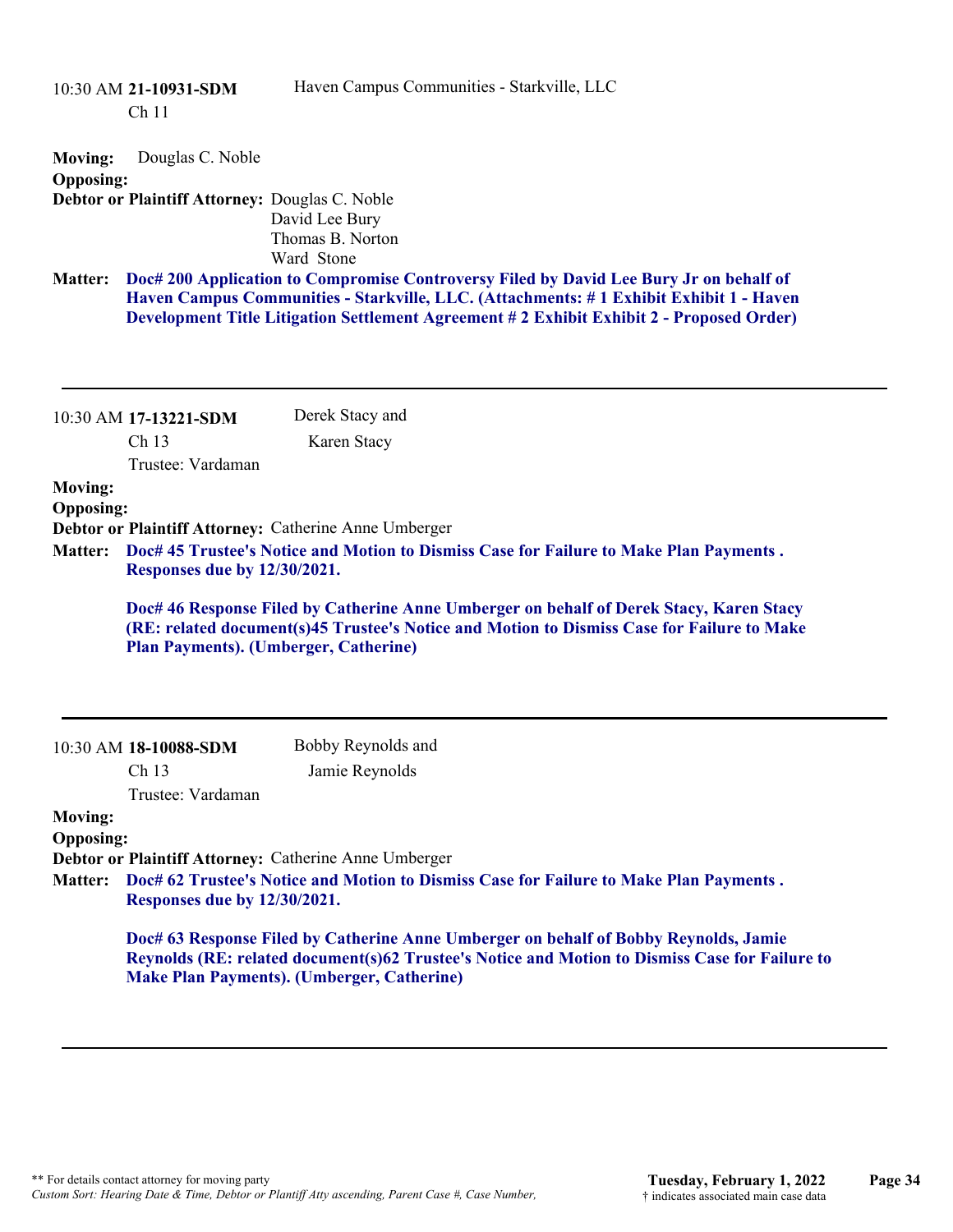10:30 AM **21-10931-SDM** Haven Campus Communities - Starkville, LLC
Ch 11

**Moving:** Douglas C. Noble
**Opposing:**
**Debtor or Plaintiff Attorney:** Douglas C. Noble
David Lee Bury
Thomas B. Norton
Ward Stone

**Matter:** **Doc# 200 Application to Compromise Controversy Filed by David Lee Bury Jr on behalf of Haven Campus Communities - Starkville, LLC. (Attachments: # 1 Exhibit Exhibit 1 - Haven Development Title Litigation Settlement Agreement # 2 Exhibit Exhibit 2 - Proposed Order)**

---

10:30 AM **17-13221-SDM** Derek Stacy and
Ch 13 Karen Stacy
Trustee: Vardaman

**Moving:**
**Opposing:**
**Debtor or Plaintiff Attorney:** Catherine Anne Umberger

**Matter:** **Doc# 45 Trustee's Notice and Motion to Dismiss Case for Failure to Make Plan Payments . Responses due by 12/30/2021.**

**Doc# 46 Response Filed by Catherine Anne Umberger on behalf of Derek Stacy, Karen Stacy (RE: related document(s)45 Trustee's Notice and Motion to Dismiss Case for Failure to Make Plan Payments). (Umberger, Catherine)**

---

10:30 AM **18-10088-SDM** Bobby Reynolds and
Ch 13 Jamie Reynolds
Trustee: Vardaman

**Moving:**
**Opposing:**
**Debtor or Plaintiff Attorney:** Catherine Anne Umberger

**Matter:** **Doc# 62 Trustee's Notice and Motion to Dismiss Case for Failure to Make Plan Payments . Responses due by 12/30/2021.**

**Doc# 63 Response Filed by Catherine Anne Umberger on behalf of Bobby Reynolds, Jamie Reynolds (RE: related document(s)62 Trustee's Notice and Motion to Dismiss Case for Failure to Make Plan Payments). (Umberger, Catherine)**

---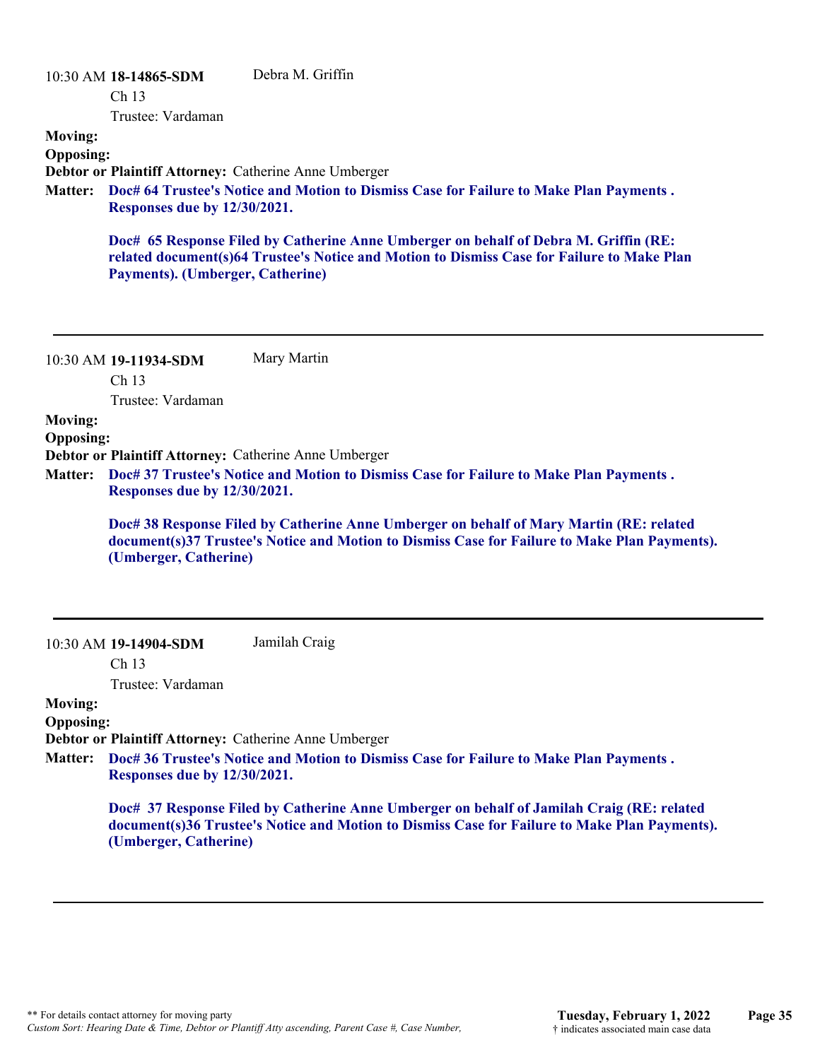10:30 AM **18-14865-SDM** Debra M. Griffin

Ch 13

Trustee: Vardaman

**Moving:**

**Opposing:**

**Debtor or Plaintiff Attorney:** Catherine Anne Umberger

**Matter:** **Doc# 64 Trustee's Notice and Motion to Dismiss Case for Failure to Make Plan Payments . Responses due by 12/30/2021.**

**Doc# 65 Response Filed by Catherine Anne Umberger on behalf of Debra M. Griffin (RE: related document(s)64 Trustee's Notice and Motion to Dismiss Case for Failure to Make Plan Payments). (Umberger, Catherine)**

---

10:30 AM **19-11934-SDM** Mary Martin

Ch 13

Trustee: Vardaman

**Moving:**

**Opposing:**

**Debtor or Plaintiff Attorney:** Catherine Anne Umberger

**Matter:** **Doc# 37 Trustee's Notice and Motion to Dismiss Case for Failure to Make Plan Payments . Responses due by 12/30/2021.**

**Doc# 38 Response Filed by Catherine Anne Umberger on behalf of Mary Martin (RE: related document(s)37 Trustee's Notice and Motion to Dismiss Case for Failure to Make Plan Payments). (Umberger, Catherine)**

---

10:30 AM **19-14904-SDM** Jamilah Craig

Ch 13

Trustee: Vardaman

**Moving:**

**Opposing:**

**Debtor or Plaintiff Attorney:** Catherine Anne Umberger

**Matter:** **Doc# 36 Trustee's Notice and Motion to Dismiss Case for Failure to Make Plan Payments . Responses due by 12/30/2021.**

**Doc# 37 Response Filed by Catherine Anne Umberger on behalf of Jamilah Craig (RE: related document(s)36 Trustee's Notice and Motion to Dismiss Case for Failure to Make Plan Payments). (Umberger, Catherine)**

---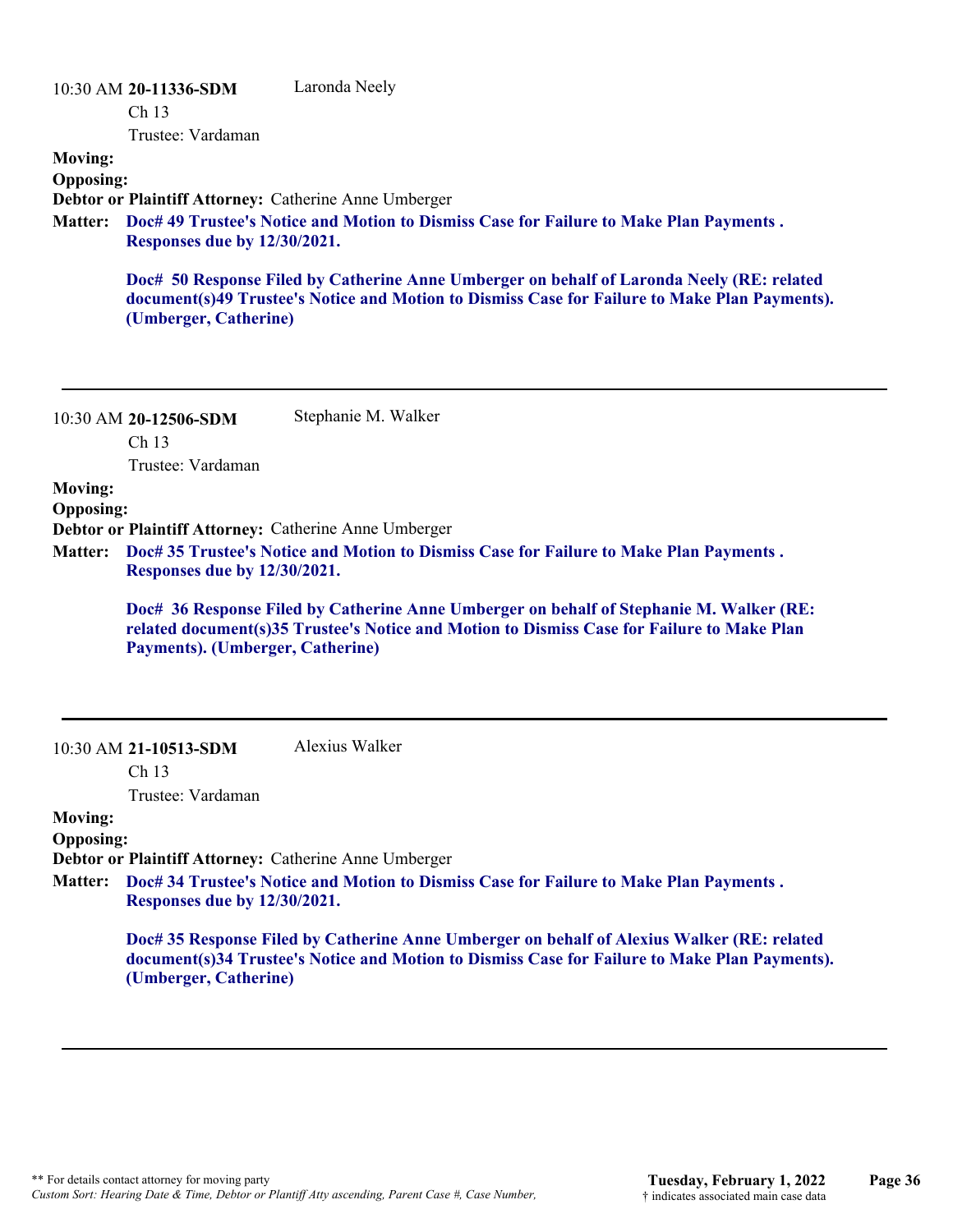10:30 AM **20-11336-SDM** Laronda Neely

Ch 13

Trustee: Vardaman

**Moving:**

**Opposing:**

**Debtor or Plaintiff Attorney:** Catherine Anne Umberger

**Matter:** **Doc# 49 Trustee's Notice and Motion to Dismiss Case for Failure to Make Plan Payments . Responses due by 12/30/2021.**

**Doc# 50 Response Filed by Catherine Anne Umberger on behalf of Laronda Neely (RE: related document(s)49 Trustee's Notice and Motion to Dismiss Case for Failure to Make Plan Payments). (Umberger, Catherine)**

---

10:30 AM **20-12506-SDM** Stephanie M. Walker

Ch 13

Trustee: Vardaman

**Moving:**

**Opposing:**

**Debtor or Plaintiff Attorney:** Catherine Anne Umberger

**Matter:** **Doc# 35 Trustee's Notice and Motion to Dismiss Case for Failure to Make Plan Payments . Responses due by 12/30/2021.**

**Doc# 36 Response Filed by Catherine Anne Umberger on behalf of Stephanie M. Walker (RE: related document(s)35 Trustee's Notice and Motion to Dismiss Case for Failure to Make Plan Payments). (Umberger, Catherine)**

---

10:30 AM **21-10513-SDM** Alexius Walker

Ch 13

Trustee: Vardaman

**Moving:**

**Opposing:**

**Debtor or Plaintiff Attorney:** Catherine Anne Umberger

**Matter:** **Doc# 34 Trustee's Notice and Motion to Dismiss Case for Failure to Make Plan Payments . Responses due by 12/30/2021.**

**Doc# 35 Response Filed by Catherine Anne Umberger on behalf of Alexius Walker (RE: related document(s)34 Trustee's Notice and Motion to Dismiss Case for Failure to Make Plan Payments). (Umberger, Catherine)**

---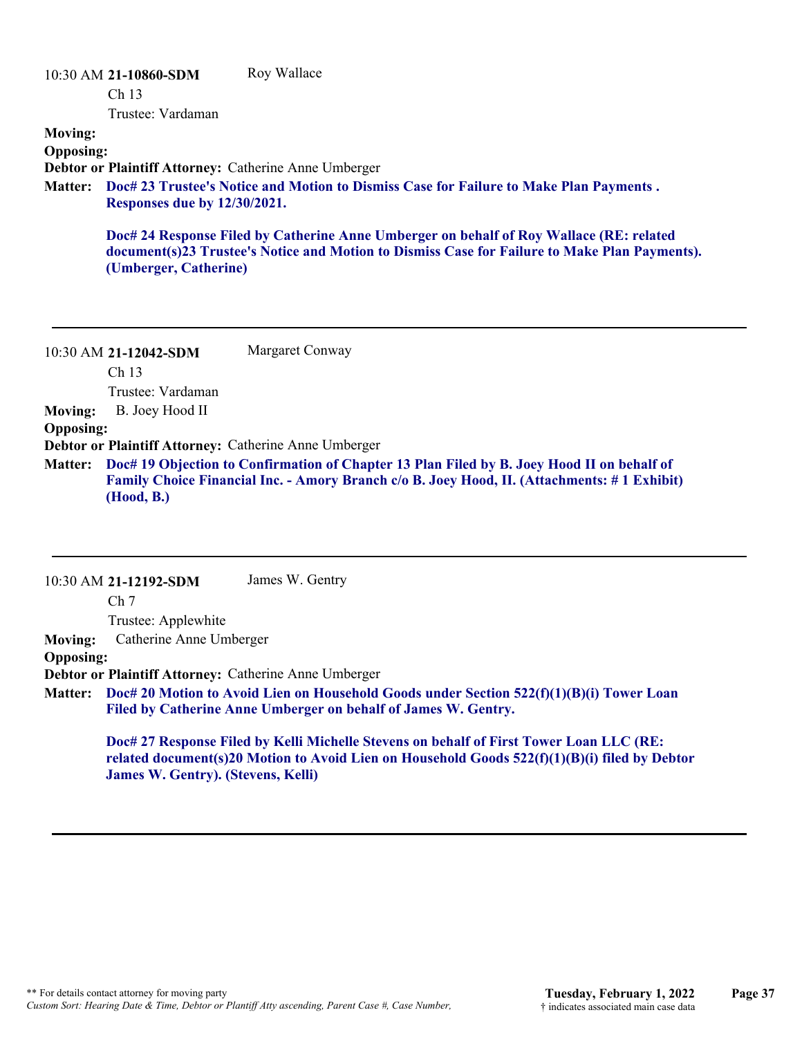10:30 AM **21-10860-SDM** Roy Wallace
Ch 13
Trustee: Vardaman

**Moving:**
**Opposing:**
**Debtor or Plaintiff Attorney:** Catherine Anne Umberger
**Matter:** **Doc# 23 Trustee's Notice and Motion to Dismiss Case for Failure to Make Plan Payments . Responses due by 12/30/2021.**

**Doc# 24 Response Filed by Catherine Anne Umberger on behalf of Roy Wallace (RE: related document(s)23 Trustee's Notice and Motion to Dismiss Case for Failure to Make Plan Payments). (Umberger, Catherine)**

---

10:30 AM **21-12042-SDM** Margaret Conway
Ch 13
Trustee: Vardaman

**Moving:** B. Joey Hood II
**Opposing:**
**Debtor or Plaintiff Attorney:** Catherine Anne Umberger
**Matter:** **Doc# 19 Objection to Confirmation of Chapter 13 Plan Filed by B. Joey Hood II on behalf of Family Choice Financial Inc. - Amory Branch c/o B. Joey Hood, II. (Attachments: # 1 Exhibit) (Hood, B.)**

---

10:30 AM **21-12192-SDM** James W. Gentry
Ch 7
Trustee: Applewhite

**Moving:** Catherine Anne Umberger
**Opposing:**
**Debtor or Plaintiff Attorney:** Catherine Anne Umberger
**Matter:** **Doc# 20 Motion to Avoid Lien on Household Goods under Section 522(f)(1)(B)(i) Tower Loan Filed by Catherine Anne Umberger on behalf of James W. Gentry.**

**Doc# 27 Response Filed by Kelli Michelle Stevens on behalf of First Tower Loan LLC (RE: related document(s)20 Motion to Avoid Lien on Household Goods 522(f)(1)(B)(i) filed by Debtor James W. Gentry). (Stevens, Kelli)**

---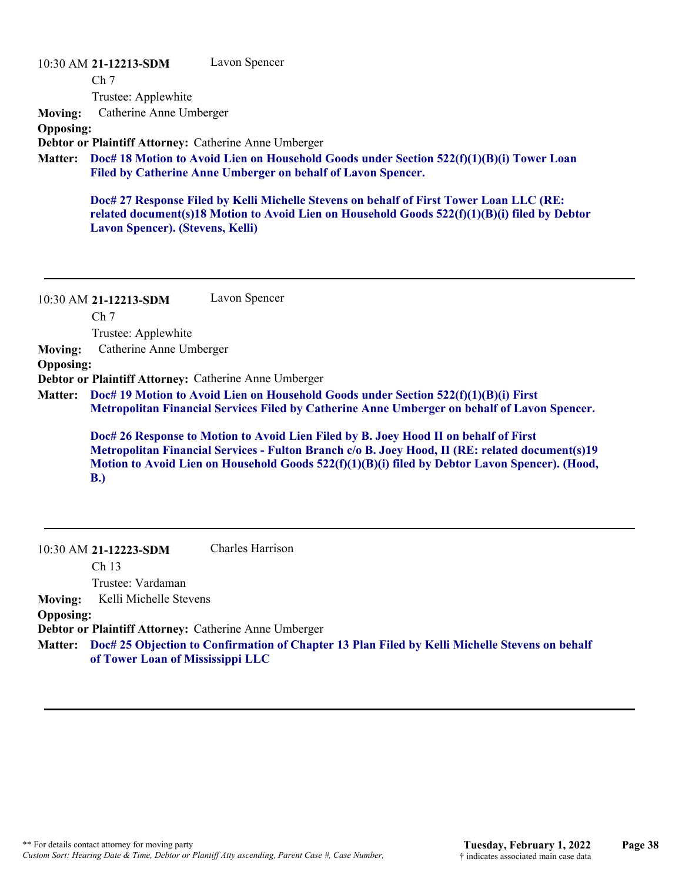10:30 AM **21-12213-SDM** Lavon Spencer

Ch 7

Trustee: Applewhite

**Moving:** Catherine Anne Umberger

**Opposing:**

**Debtor or Plaintiff Attorney:** Catherine Anne Umberger

**Matter:** **Doc# 18 Motion to Avoid Lien on Household Goods under Section 522(f)(1)(B)(i) Tower Loan Filed by Catherine Anne Umberger on behalf of Lavon Spencer.**

**Doc# 27 Response Filed by Kelli Michelle Stevens on behalf of First Tower Loan LLC (RE: related document(s)18 Motion to Avoid Lien on Household Goods 522(f)(1)(B)(i) filed by Debtor Lavon Spencer). (Stevens, Kelli)**

---

10:30 AM **21-12213-SDM** Lavon Spencer

Ch 7

Trustee: Applewhite

**Moving:** Catherine Anne Umberger

**Opposing:**

**Debtor or Plaintiff Attorney:** Catherine Anne Umberger

**Matter:** **Doc# 19 Motion to Avoid Lien on Household Goods under Section 522(f)(1)(B)(i) First Metropolitan Financial Services Filed by Catherine Anne Umberger on behalf of Lavon Spencer.**

**Doc# 26 Response to Motion to Avoid Lien Filed by B. Joey Hood II on behalf of First Metropolitan Financial Services - Fulton Branch c/o B. Joey Hood, II (RE: related document(s)19 Motion to Avoid Lien on Household Goods 522(f)(1)(B)(i) filed by Debtor Lavon Spencer). (Hood, B.)**

---

10:30 AM **21-12223-SDM** Charles Harrison

Ch 13

Trustee: Vardaman

**Moving:** Kelli Michelle Stevens

**Opposing:**

**Debtor or Plaintiff Attorney:** Catherine Anne Umberger

**Matter:** **Doc# 25 Objection to Confirmation of Chapter 13 Plan Filed by Kelli Michelle Stevens on behalf of Tower Loan of Mississippi LLC**

---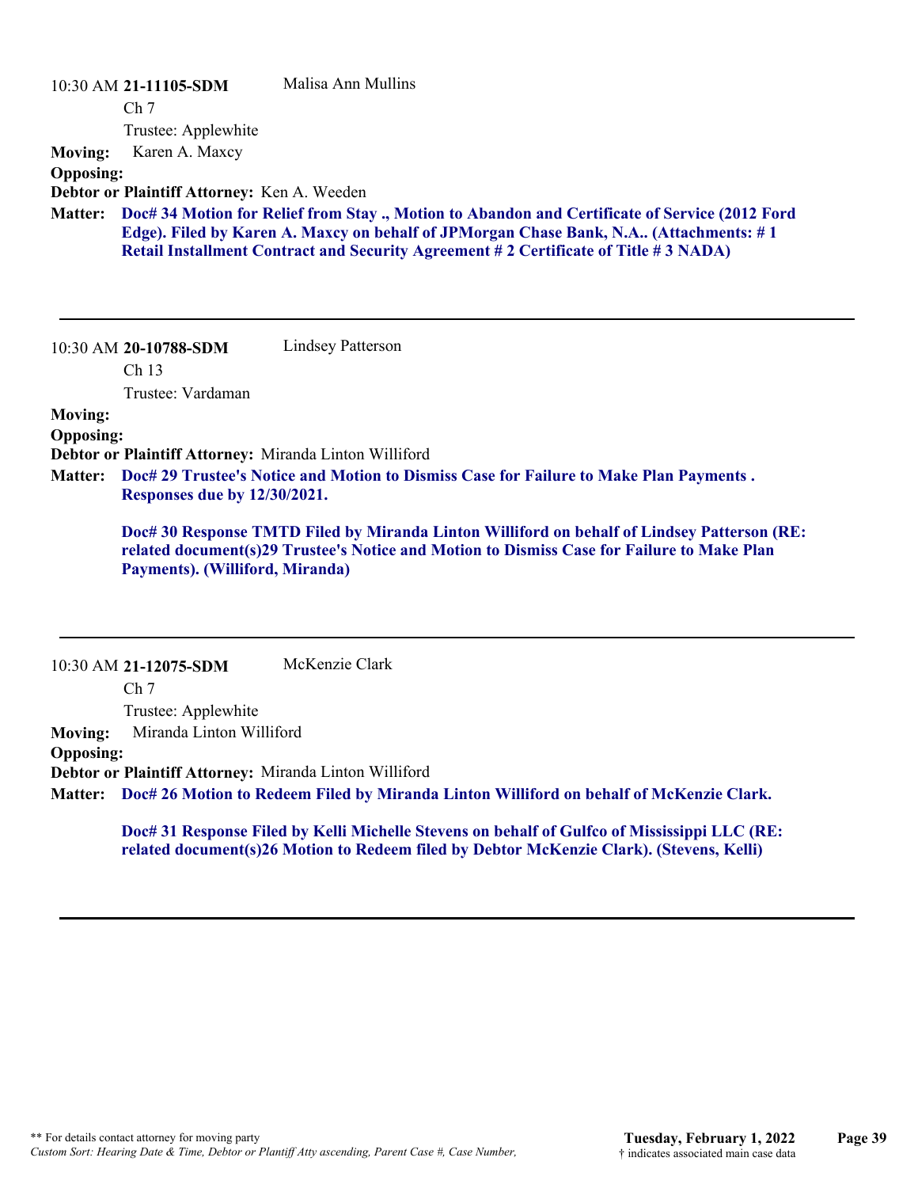10:30 AM **21-11105-SDM** Malisa Ann Mullins

Ch 7

Trustee: Applewhite

**Moving:** Karen A. Maxcy

**Opposing:**

**Debtor or Plaintiff Attorney:** Ken A. Weeden

**Matter:** **Doc# 34 Motion for Relief from Stay ., Motion to Abandon and Certificate of Service (2012 Ford Edge). Filed by Karen A. Maxcy on behalf of JPMorgan Chase Bank, N.A.. (Attachments: # 1 Retail Installment Contract and Security Agreement # 2 Certificate of Title # 3 NADA)**

---

10:30 AM **20-10788-SDM** Lindsey Patterson

Ch 13

Trustee: Vardaman

**Moving:**

**Opposing:**

**Debtor or Plaintiff Attorney:** Miranda Linton Williford

**Matter:** **Doc# 29 Trustee's Notice and Motion to Dismiss Case for Failure to Make Plan Payments . Responses due by 12/30/2021.**

**Doc# 30 Response TMTD Filed by Miranda Linton Williford on behalf of Lindsey Patterson (RE: related document(s)29 Trustee's Notice and Motion to Dismiss Case for Failure to Make Plan Payments). (Williford, Miranda)**

---

10:30 AM **21-12075-SDM** McKenzie Clark

Ch 7

Trustee: Applewhite

**Moving:** Miranda Linton Williford

**Opposing:**

**Debtor or Plaintiff Attorney:** Miranda Linton Williford

**Matter:** **Doc# 26 Motion to Redeem Filed by Miranda Linton Williford on behalf of McKenzie Clark.**

**Doc# 31 Response Filed by Kelli Michelle Stevens on behalf of Gulfco of Mississippi LLC (RE: related document(s)26 Motion to Redeem filed by Debtor McKenzie Clark). (Stevens, Kelli)**

---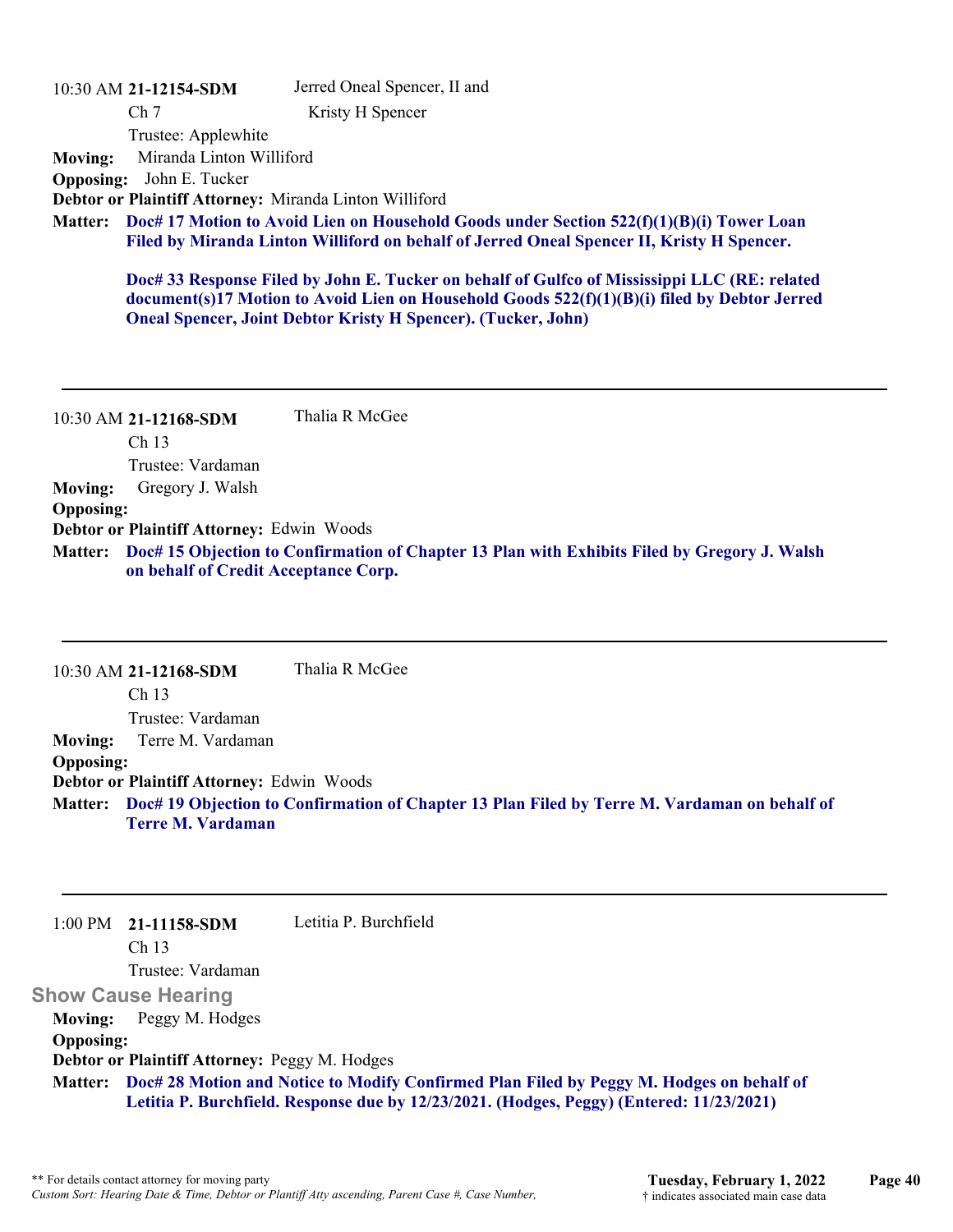10:30 AM **21-12154-SDM** Jerred Oneal Spencer, II and Kristy H Spencer
Ch 7
Trustee: Applewhite

**Moving:** Miranda Linton Williford
**Opposing:** John E. Tucker
**Debtor or Plaintiff Attorney:** Miranda Linton Williford
**Matter:** **Doc# 17 Motion to Avoid Lien on Household Goods under Section 522(f)(1)(B)(i) Tower Loan Filed by Miranda Linton Williford on behalf of Jerred Oneal Spencer II, Kristy H Spencer.**

**Doc# 33 Response Filed by John E. Tucker on behalf of Gulfco of Mississippi LLC (RE: related document(s)17 Motion to Avoid Lien on Household Goods 522(f)(1)(B)(i) filed by Debtor Jerred Oneal Spencer, Joint Debtor Kristy H Spencer). (Tucker, John)**

---

10:30 AM **21-12168-SDM** Thalia R McGee
Ch 13
Trustee: Vardaman

**Moving:** Gregory J. Walsh
**Opposing:**
**Debtor or Plaintiff Attorney:** Edwin Woods
**Matter:** **Doc# 15 Objection to Confirmation of Chapter 13 Plan with Exhibits Filed by Gregory J. Walsh on behalf of Credit Acceptance Corp.**

---

10:30 AM **21-12168-SDM** Thalia R McGee
Ch 13
Trustee: Vardaman

**Moving:** Terre M. Vardaman
**Opposing:**
**Debtor or Plaintiff Attorney:** Edwin Woods
**Matter:** **Doc# 19 Objection to Confirmation of Chapter 13 Plan Filed by Terre M. Vardaman on behalf of Terre M. Vardaman**

---

1:00 PM **21-11158-SDM** Letitia P. Burchfield
Ch 13
Trustee: Vardaman

**Show Cause Hearing**

**Moving:** Peggy M. Hodges
**Opposing:**
**Debtor or Plaintiff Attorney:** Peggy M. Hodges
**Matter:** **Doc# 28 Motion and Notice to Modify Confirmed Plan Filed by Peggy M. Hodges on behalf of Letitia P. Burchfield. Response due by 12/23/2021. (Hodges, Peggy) (Entered: 11/23/2021)**